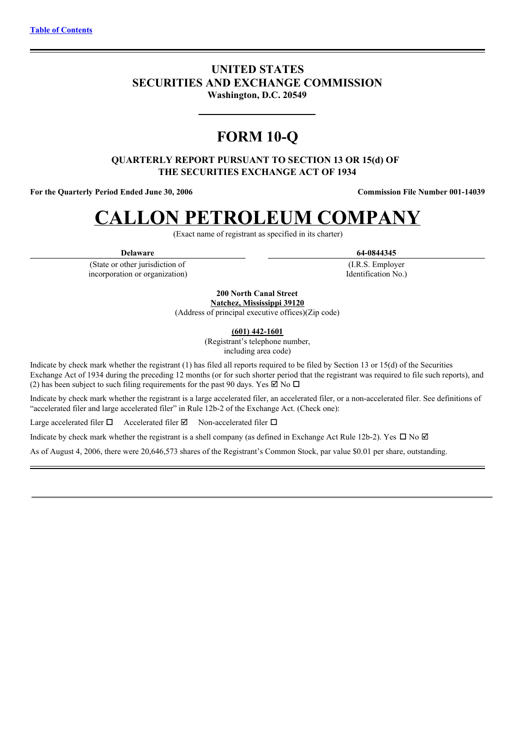[Table of Contents]

# UNITED STATES
# SECURITIES AND EXCHANGE COMMISSION

**Washington, D.C. 20549**

# FORM 10-Q

**QUARTERLY REPORT PURSUANT TO SECTION 13 OR 15(d) OF THE SECURITIES EXCHANGE ACT OF 1934**

**For the Quarterly Period Ended June 30, 2006** | **Commission File Number 001-14039**

# CALLON PETROLEUM COMPANY

(Exact name of registrant as specified in its charter)

| **Delaware** | **64-0844345** |
|---|---|
| (State or other jurisdiction of incorporation or organization) | (I.R.S. Employer Identification No.) |

**200 North Canal Street**
**Natchez, Mississippi 39120**
(Address of principal executive offices)(Zip code)

**(601) 442-1601**
(Registrant's telephone number, including area code)

Indicate by check mark whether the registrant (1) has filed all reports required to be filed by Section 13 or 15(d) of the Securities Exchange Act of 1934 during the preceding 12 months (or for such shorter period that the registrant was required to file such reports), and (2) has been subject to such filing requirements for the past 90 days. Yes ☑ No ☐

Indicate by check mark whether the registrant is a large accelerated filer, an accelerated filer, or a non-accelerated filer. See definitions of "accelerated filer and large accelerated filer" in Rule 12b-2 of the Exchange Act. (Check one):

Large accelerated filer ☐ Accelerated filer ☑ Non-accelerated filer ☐

Indicate by check mark whether the registrant is a shell company (as defined in Exchange Act Rule 12b-2). Yes ☐ No ☑

As of August 4, 2006, there were 20,646,573 shares of the Registrant's Common Stock, par value $0.01 per share, outstanding.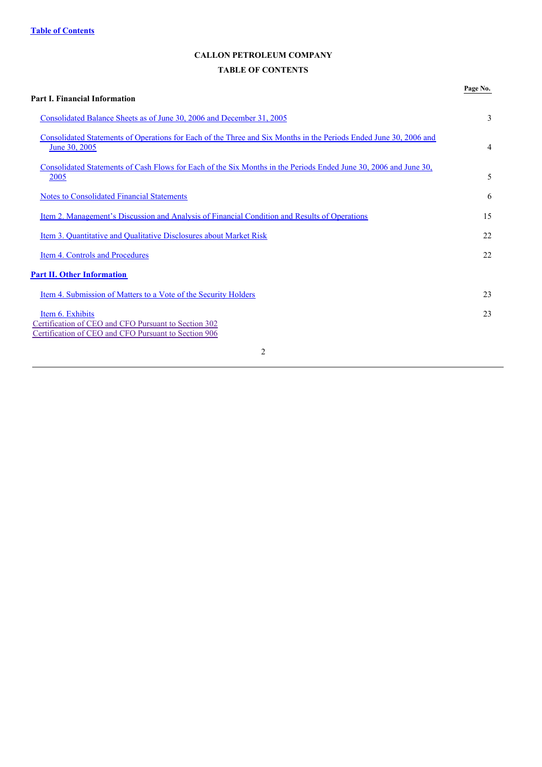Table of Contents

# CALLON PETROLEUM COMPANY

## TABLE OF CONTENTS

| | Page No. |
|---|---|
| **Part I. Financial Information** | |
| Consolidated Balance Sheets as of June 30, 2006 and December 31, 2005 | 3 |
| Consolidated Statements of Operations for Each of the Three and Six Months in the Periods Ended June 30, 2006 and June 30, 2005 | 4 |
| Consolidated Statements of Cash Flows for Each of the Six Months in the Periods Ended June 30, 2006 and June 30, 2005 | 5 |
| Notes to Consolidated Financial Statements | 6 |
| Item 2. Management's Discussion and Analysis of Financial Condition and Results of Operations | 15 |
| Item 3. Quantitative and Qualitative Disclosures about Market Risk | 22 |
| Item 4. Controls and Procedures | 22 |
| **Part II. Other Information** | |
| Item 4. Submission of Matters to a Vote of the Security Holders | 23 |
| Item 6. Exhibits | 23 |
| Certification of CEO and CFO Pursuant to Section 302 | |
| Certification of CEO and CFO Pursuant to Section 906 | |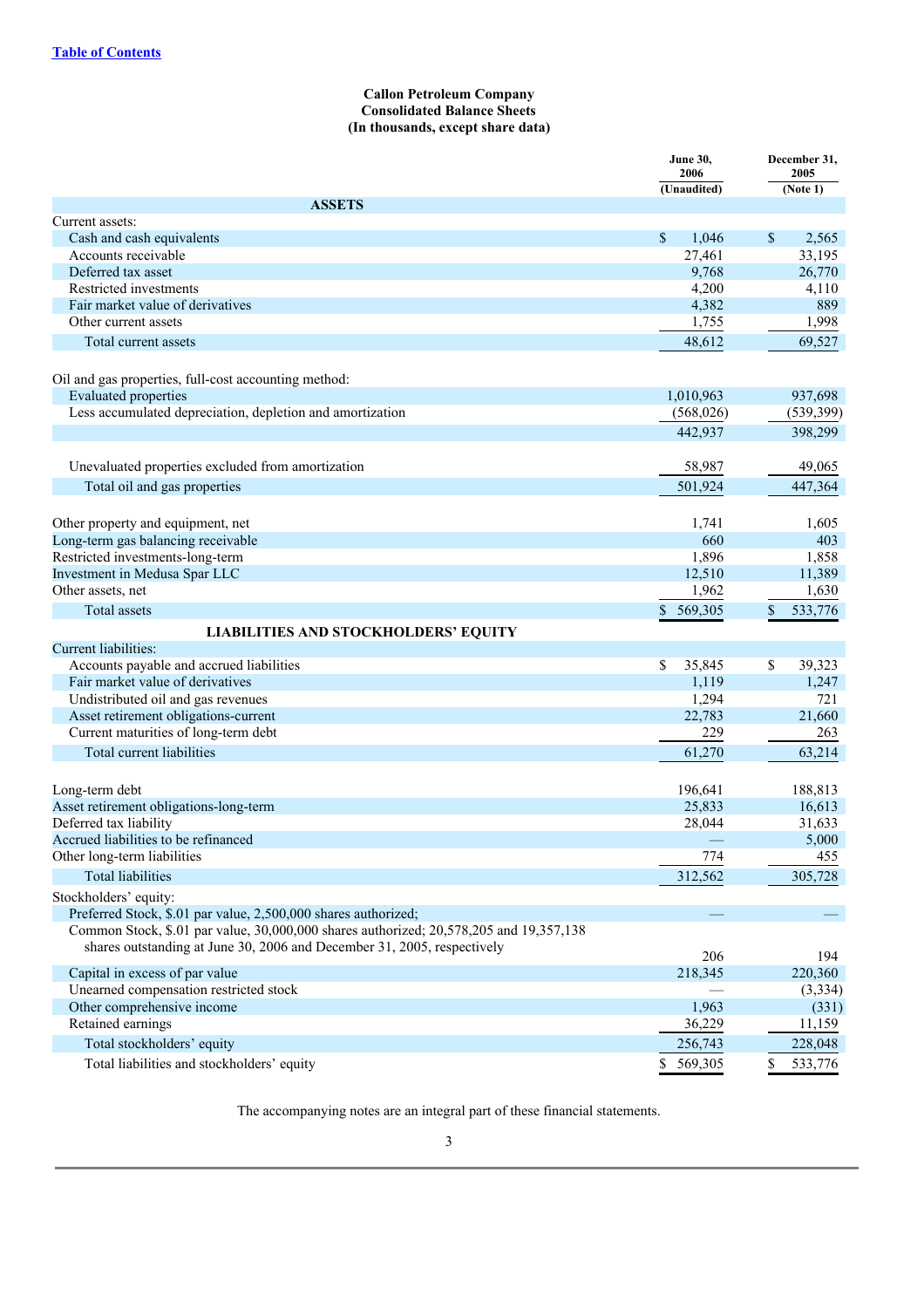**Callon Petroleum Company**
**Consolidated Balance Sheets**
**(In thousands, except share data)**

| | June 30, 2006 (Unaudited) | December 31, 2005 (Note 1) |
|---|---|---|
| **ASSETS** | | |
| Current assets: | | |
| Cash and cash equivalents | $ 1,046 | $ 2,565 |
| Accounts receivable | 27,461 | 33,195 |
| Deferred tax asset | 9,768 | 26,770 |
| Restricted investments | 4,200 | 4,110 |
| Fair market value of derivatives | 4,382 | 889 |
| Other current assets | 1,755 | 1,998 |
| Total current assets | 48,612 | 69,527 |
| Oil and gas properties, full-cost accounting method: | | |
| Evaluated properties | 1,010,963 | 937,698 |
| Less accumulated depreciation, depletion and amortization | (568,026) | (539,399) |
| | 442,937 | 398,299 |
| Unevaluated properties excluded from amortization | 58,987 | 49,065 |
| Total oil and gas properties | 501,924 | 447,364 |
| Other property and equipment, net | 1,741 | 1,605 |
| Long-term gas balancing receivable | 660 | 403 |
| Restricted investments-long-term | 1,896 | 1,858 |
| Investment in Medusa Spar LLC | 12,510 | 11,389 |
| Other assets, net | 1,962 | 1,630 |
| Total assets | $ 569,305 | $ 533,776 |
| **LIABILITIES AND STOCKHOLDERS' EQUITY** | | |
| Current liabilities: | | |
| Accounts payable and accrued liabilities | $ 35,845 | $ 39,323 |
| Fair market value of derivatives | 1,119 | 1,247 |
| Undistributed oil and gas revenues | 1,294 | 721 |
| Asset retirement obligations-current | 22,783 | 21,660 |
| Current maturities of long-term debt | 229 | 263 |
| Total current liabilities | 61,270 | 63,214 |
| Long-term debt | 196,641 | 188,813 |
| Asset retirement obligations-long-term | 25,833 | 16,613 |
| Deferred tax liability | 28,044 | 31,633 |
| Accrued liabilities to be refinanced | — | 5,000 |
| Other long-term liabilities | 774 | 455 |
| Total liabilities | 312,562 | 305,728 |
| Stockholders' equity: | | |
| Preferred Stock, $.01 par value, 2,500,000 shares authorized; | — | — |
| Common Stock, $.01 par value, 30,000,000 shares authorized; 20,578,205 and 19,357,138 shares outstanding at June 30, 2006 and December 31, 2005, respectively | 206 | 194 |
| Capital in excess of par value | 218,345 | 220,360 |
| Unearned compensation restricted stock | — | (3,334) |
| Other comprehensive income | 1,963 | (331) |
| Retained earnings | 36,229 | 11,159 |
| Total stockholders' equity | 256,743 | 228,048 |
| Total liabilities and stockholders' equity | $ 569,305 | $ 533,776 |

The accompanying notes are an integral part of these financial statements.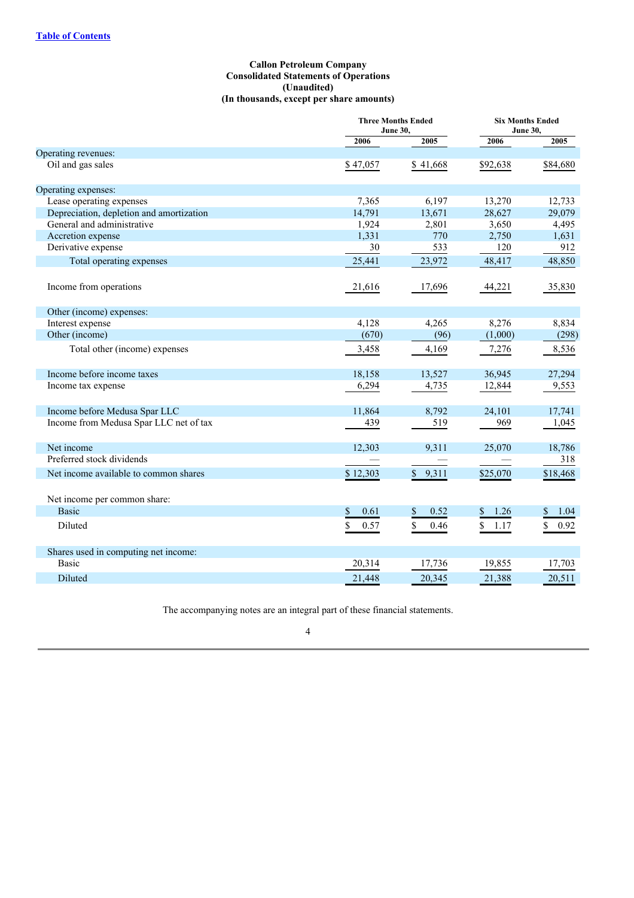**Callon Petroleum Company**
**Consolidated Statements of Operations**
**(Unaudited)**
**(In thousands, except per share amounts)**

| | Three Months Ended June 30, | | Six Months Ended June 30, | |
|---|---|---|---|---|
| | 2006 | 2005 | 2006 | 2005 |
| Operating revenues: | | | | |
| Oil and gas sales | $ 47,057 | $ 41,668 | $92,638 | $84,680 |
| Operating expenses: | | | | |
| Lease operating expenses | 7,365 | 6,197 | 13,270 | 12,733 |
| Depreciation, depletion and amortization | 14,791 | 13,671 | 28,627 | 29,079 |
| General and administrative | 1,924 | 2,801 | 3,650 | 4,495 |
| Accretion expense | 1,331 | 770 | 2,750 | 1,631 |
| Derivative expense | 30 | 533 | 120 | 912 |
| Total operating expenses | 25,441 | 23,972 | 48,417 | 48,850 |
| Income from operations | 21,616 | 17,696 | 44,221 | 35,830 |
| Other (income) expenses: | | | | |
| Interest expense | 4,128 | 4,265 | 8,276 | 8,834 |
| Other (income) | (670) | (96) | (1,000) | (298) |
| Total other (income) expenses | 3,458 | 4,169 | 7,276 | 8,536 |
| Income before income taxes | 18,158 | 13,527 | 36,945 | 27,294 |
| Income tax expense | 6,294 | 4,735 | 12,844 | 9,553 |
| Income before Medusa Spar LLC | 11,864 | 8,792 | 24,101 | 17,741 |
| Income from Medusa Spar LLC net of tax | 439 | 519 | 969 | 1,045 |
| Net income | 12,303 | 9,311 | 25,070 | 18,786 |
| Preferred stock dividends | — | — | — | 318 |
| Net income available to common shares | $ 12,303 | $ 9,311 | $25,070 | $18,468 |
| Net income per common share: | | | | |
| Basic | $ 0.61 | $ 0.52 | $ 1.26 | $ 1.04 |
| Diluted | $ 0.57 | $ 0.46 | $ 1.17 | $ 0.92 |
| Shares used in computing net income: | | | | |
| Basic | 20,314 | 17,736 | 19,855 | 17,703 |
| Diluted | 21,448 | 20,345 | 21,388 | 20,511 |

The accompanying notes are an integral part of these financial statements.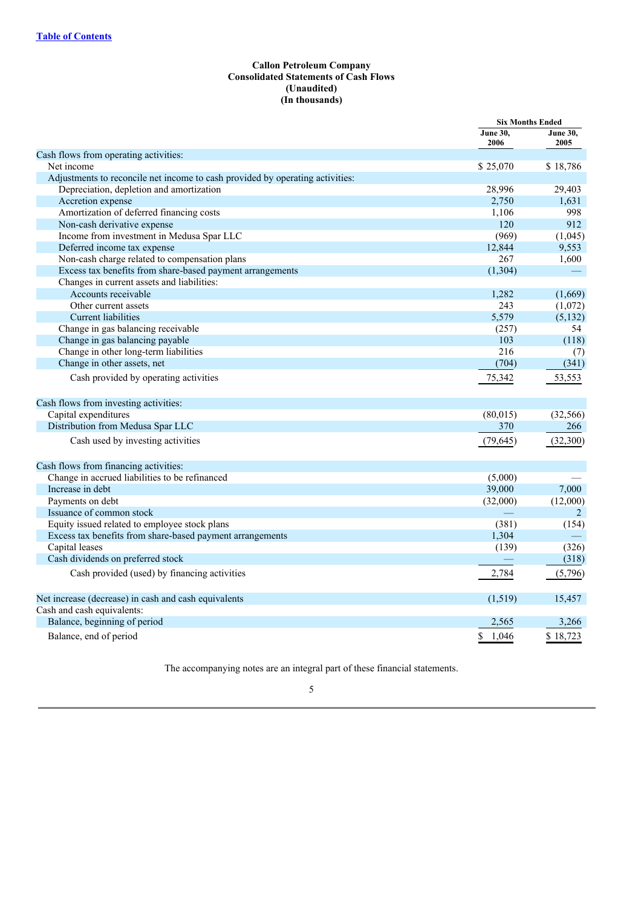[Table of Contents](#)

**Callon Petroleum Company**
**Consolidated Statements of Cash Flows**
**(Unaudited)**
**(In thousands)**

| | Six Months Ended | |
|---|---|---|
| | June 30, 2006 | June 30, 2005 |
| Cash flows from operating activities: | | |
| Net income | $ 25,070 | $ 18,786 |
| Adjustments to reconcile net income to cash provided by operating activities: | | |
| Depreciation, depletion and amortization | 28,996 | 29,403 |
| Accretion expense | 2,750 | 1,631 |
| Amortization of deferred financing costs | 1,106 | 998 |
| Non-cash derivative expense | 120 | 912 |
| Income from investment in Medusa Spar LLC | (969) | (1,045) |
| Deferred income tax expense | 12,844 | 9,553 |
| Non-cash charge related to compensation plans | 267 | 1,600 |
| Excess tax benefits from share-based payment arrangements | (1,304) | — |
| Changes in current assets and liabilities: | | |
| Accounts receivable | 1,282 | (1,669) |
| Other current assets | 243 | (1,072) |
| Current liabilities | 5,579 | (5,132) |
| Change in gas balancing receivable | (257) | 54 |
| Change in gas balancing payable | 103 | (118) |
| Change in other long-term liabilities | 216 | (7) |
| Change in other assets, net | (704) | (341) |
| Cash provided by operating activities | 75,342 | 53,553 |
| Cash flows from investing activities: | | |
| Capital expenditures | (80,015) | (32,566) |
| Distribution from Medusa Spar LLC | 370 | 266 |
| Cash used by investing activities | (79,645) | (32,300) |
| Cash flows from financing activities: | | |
| Change in accrued liabilities to be refinanced | (5,000) | — |
| Increase in debt | 39,000 | 7,000 |
| Payments on debt | (32,000) | (12,000) |
| Issuance of common stock | — | 2 |
| Equity issued related to employee stock plans | (381) | (154) |
| Excess tax benefits from share-based payment arrangements | 1,304 | — |
| Capital leases | (139) | (326) |
| Cash dividends on preferred stock | — | (318) |
| Cash provided (used) by financing activities | 2,784 | (5,796) |
| Net increase (decrease) in cash and cash equivalents | (1,519) | 15,457 |
| Cash and cash equivalents: | | |
| Balance, beginning of period | 2,565 | 3,266 |
| Balance, end of period | $ 1,046 | $ 18,723 |

The accompanying notes are an integral part of these financial statements.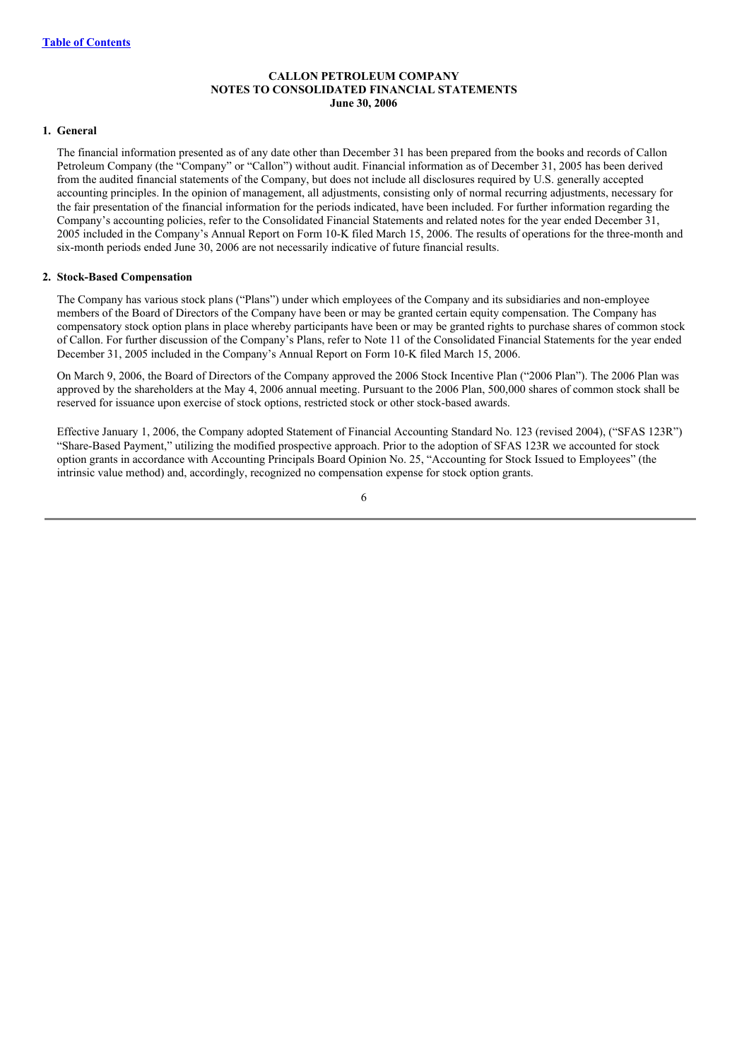**CALLON PETROLEUM COMPANY**
**NOTES TO CONSOLIDATED FINANCIAL STATEMENTS**
**June 30, 2006**

**1. General**

The financial information presented as of any date other than December 31 has been prepared from the books and records of Callon Petroleum Company (the "Company" or "Callon") without audit. Financial information as of December 31, 2005 has been derived from the audited financial statements of the Company, but does not include all disclosures required by U.S. generally accepted accounting principles. In the opinion of management, all adjustments, consisting only of normal recurring adjustments, necessary for the fair presentation of the financial information for the periods indicated, have been included. For further information regarding the Company's accounting policies, refer to the Consolidated Financial Statements and related notes for the year ended December 31, 2005 included in the Company's Annual Report on Form 10-K filed March 15, 2006. The results of operations for the three-month and six-month periods ended June 30, 2006 are not necessarily indicative of future financial results.

**2. Stock-Based Compensation**

The Company has various stock plans ("Plans") under which employees of the Company and its subsidiaries and non-employee members of the Board of Directors of the Company have been or may be granted certain equity compensation. The Company has compensatory stock option plans in place whereby participants have been or may be granted rights to purchase shares of common stock of Callon. For further discussion of the Company's Plans, refer to Note 11 of the Consolidated Financial Statements for the year ended December 31, 2005 included in the Company's Annual Report on Form 10-K filed March 15, 2006.

On March 9, 2006, the Board of Directors of the Company approved the 2006 Stock Incentive Plan ("2006 Plan"). The 2006 Plan was approved by the shareholders at the May 4, 2006 annual meeting. Pursuant to the 2006 Plan, 500,000 shares of common stock shall be reserved for issuance upon exercise of stock options, restricted stock or other stock-based awards.

Effective January 1, 2006, the Company adopted Statement of Financial Accounting Standard No. 123 (revised 2004), ("SFAS 123R") "Share-Based Payment," utilizing the modified prospective approach. Prior to the adoption of SFAS 123R we accounted for stock option grants in accordance with Accounting Principals Board Opinion No. 25, "Accounting for Stock Issued to Employees" (the intrinsic value method) and, accordingly, recognized no compensation expense for stock option grants.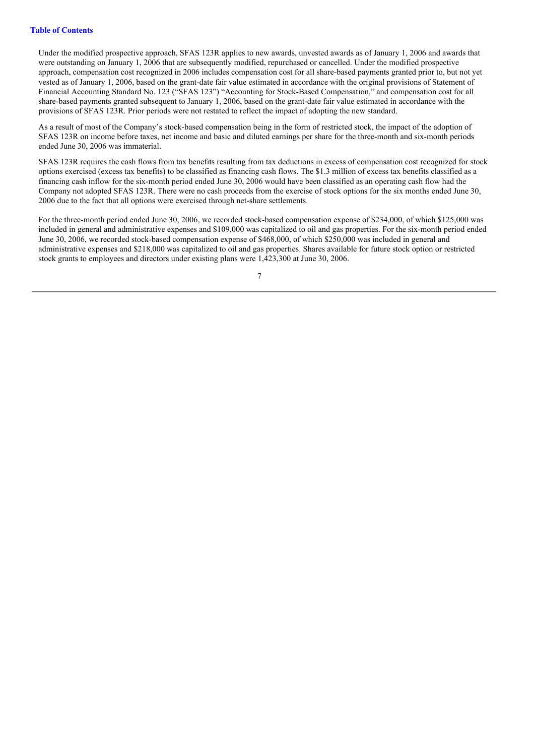Under the modified prospective approach, SFAS 123R applies to new awards, unvested awards as of January 1, 2006 and awards that were outstanding on January 1, 2006 that are subsequently modified, repurchased or cancelled. Under the modified prospective approach, compensation cost recognized in 2006 includes compensation cost for all share-based payments granted prior to, but not yet vested as of January 1, 2006, based on the grant-date fair value estimated in accordance with the original provisions of Statement of Financial Accounting Standard No. 123 ("SFAS 123") "Accounting for Stock-Based Compensation," and compensation cost for all share-based payments granted subsequent to January 1, 2006, based on the grant-date fair value estimated in accordance with the provisions of SFAS 123R. Prior periods were not restated to reflect the impact of adopting the new standard.

As a result of most of the Company's stock-based compensation being in the form of restricted stock, the impact of the adoption of SFAS 123R on income before taxes, net income and basic and diluted earnings per share for the three-month and six-month periods ended June 30, 2006 was immaterial.

SFAS 123R requires the cash flows from tax benefits resulting from tax deductions in excess of compensation cost recognized for stock options exercised (excess tax benefits) to be classified as financing cash flows. The $1.3 million of excess tax benefits classified as a financing cash inflow for the six-month period ended June 30, 2006 would have been classified as an operating cash flow had the Company not adopted SFAS 123R. There were no cash proceeds from the exercise of stock options for the six months ended June 30, 2006 due to the fact that all options were exercised through net-share settlements.

For the three-month period ended June 30, 2006, we recorded stock-based compensation expense of $234,000, of which $125,000 was included in general and administrative expenses and $109,000 was capitalized to oil and gas properties. For the six-month period ended June 30, 2006, we recorded stock-based compensation expense of $468,000, of which $250,000 was included in general and administrative expenses and $218,000 was capitalized to oil and gas properties. Shares available for future stock option or restricted stock grants to employees and directors under existing plans were 1,423,300 at June 30, 2006.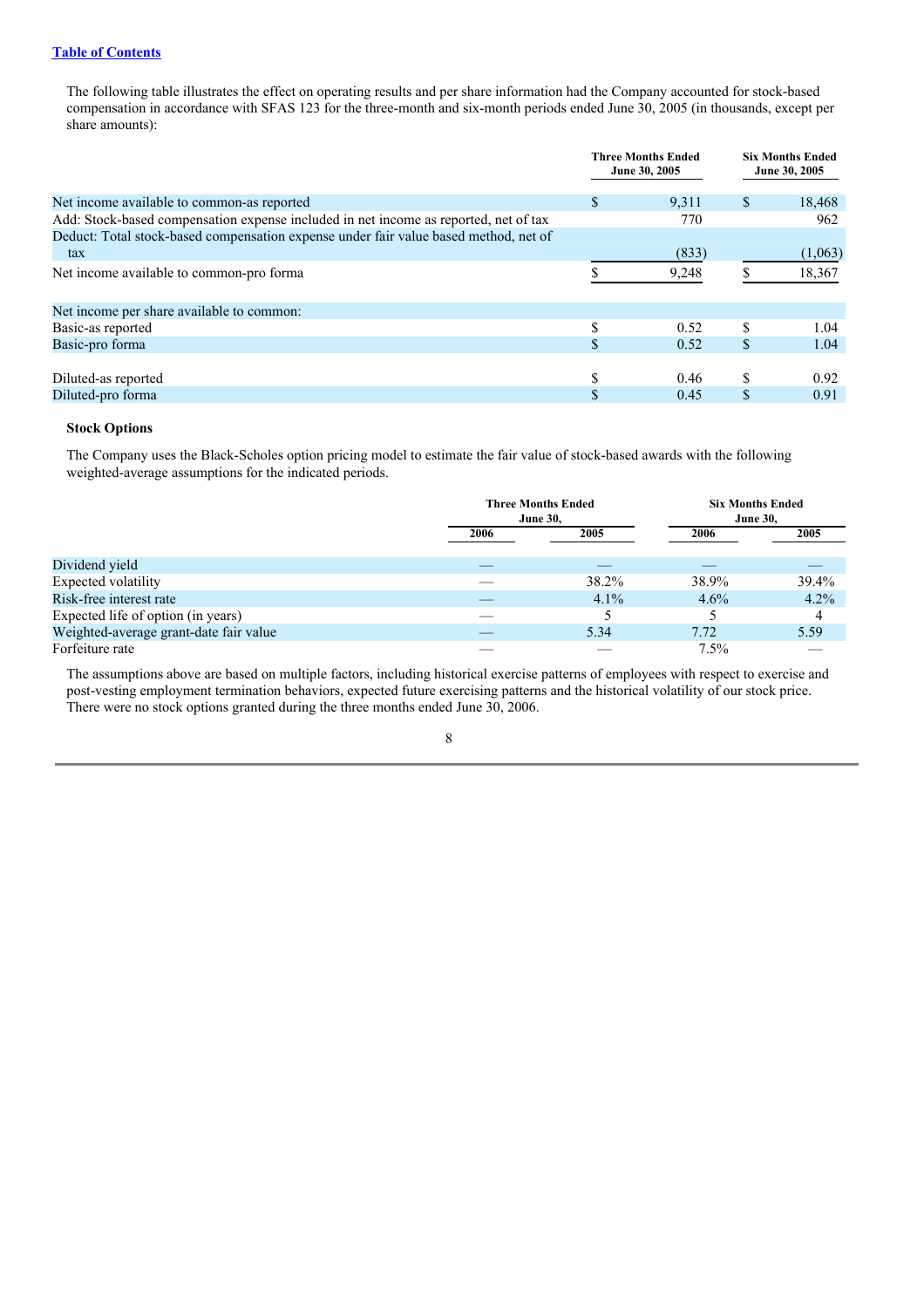The following table illustrates the effect on operating results and per share information had the Company accounted for stock-based compensation in accordance with SFAS 123 for the three-month and six-month periods ended June 30, 2005 (in thousands, except per share amounts):

| | Three Months Ended June 30, 2005 | Six Months Ended June 30, 2005 |
|---|---|---|
| Net income available to common-as reported | $ 9,311 | $ 18,468 |
| Add: Stock-based compensation expense included in net income as reported, net of tax | 770 | 962 |
| Deduct: Total stock-based compensation expense under fair value based method, net of tax | (833) | (1,063) |
| Net income available to common-pro forma | $ 9,248 | $ 18,367 |
| Net income per share available to common: | | |
| Basic-as reported | $ 0.52 | $ 1.04 |
| Basic-pro forma | $ 0.52 | $ 1.04 |
| Diluted-as reported | $ 0.46 | $ 0.92 |
| Diluted-pro forma | $ 0.45 | $ 0.91 |

**Stock Options**

The Company uses the Black-Scholes option pricing model to estimate the fair value of stock-based awards with the following weighted-average assumptions for the indicated periods.

| | Three Months Ended June 30, | | Six Months Ended June 30, | |
|---|---|---|---|---|
| | 2006 | 2005 | 2006 | 2005 |
| Dividend yield | — | — | — | — |
| Expected volatility | — | 38.2% | 38.9% | 39.4% |
| Risk-free interest rate | — | 4.1% | 4.6% | 4.2% |
| Expected life of option (in years) | — | 5 | 5 | 4 |
| Weighted-average grant-date fair value | — | 5.34 | 7.72 | 5.59 |
| Forfeiture rate | — | — | 7.5% | — |

The assumptions above are based on multiple factors, including historical exercise patterns of employees with respect to exercise and post-vesting employment termination behaviors, expected future exercising patterns and the historical volatility of our stock price. There were no stock options granted during the three months ended June 30, 2006.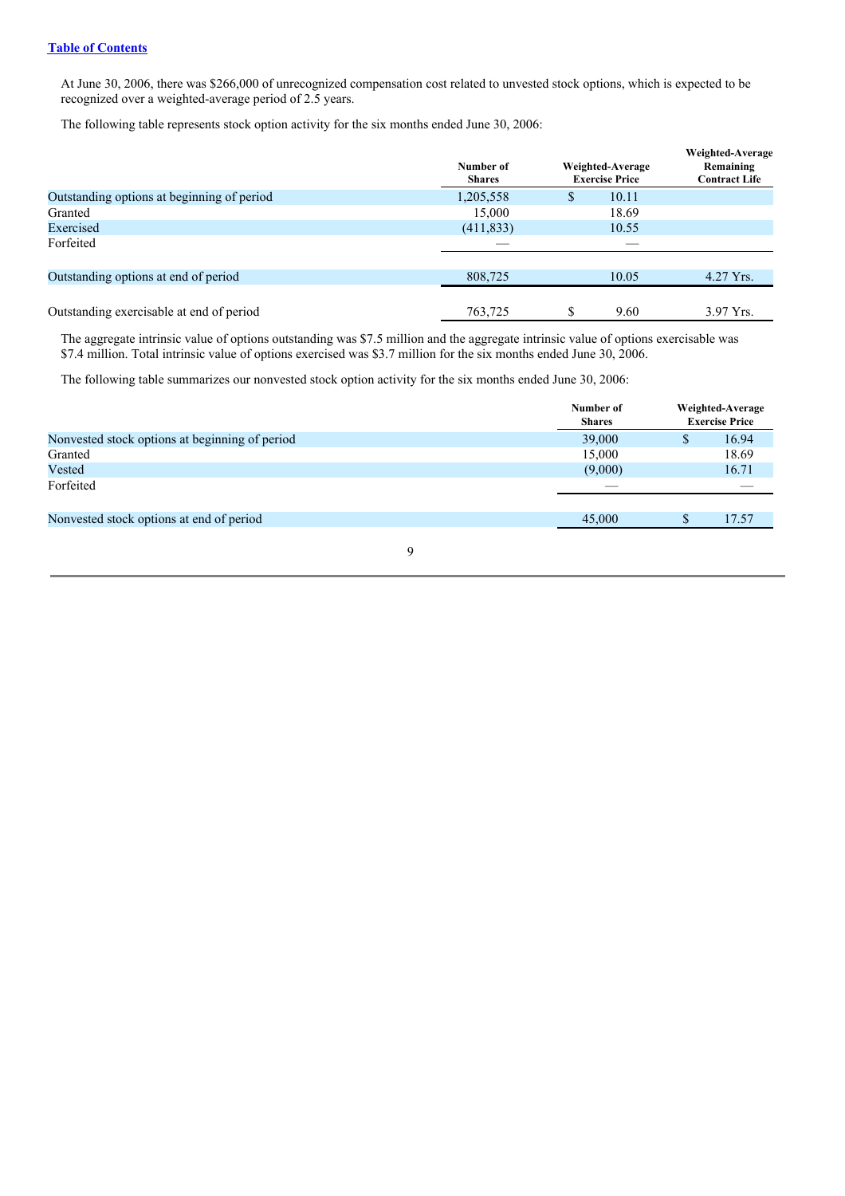[Table of Contents](#)

At June 30, 2006, there was $266,000 of unrecognized compensation cost related to unvested stock options, which is expected to be recognized over a weighted-average period of 2.5 years.

The following table represents stock option activity for the six months ended June 30, 2006:

| | Number of Shares | Weighted-Average Exercise Price | Weighted-Average Remaining Contract Life |
|---|---|---|---|
| Outstanding options at beginning of period | 1,205,558 | $ 10.11 | |
| Granted | 15,000 | 18.69 | |
| Exercised | (411,833) | 10.55 | |
| Forfeited | — | — | |
| Outstanding options at end of period | 808,725 | 10.05 | 4.27 Yrs. |
| Outstanding exercisable at end of period | 763,725 | $ 9.60 | 3.97 Yrs. |

The aggregate intrinsic value of options outstanding was $7.5 million and the aggregate intrinsic value of options exercisable was $7.4 million. Total intrinsic value of options exercised was $3.7 million for the six months ended June 30, 2006.

The following table summarizes our nonvested stock option activity for the six months ended June 30, 2006:

| | Number of Shares | Weighted-Average Exercise Price |
|---|---|---|
| Nonvested stock options at beginning of period | 39,000 | $ 16.94 |
| Granted | 15,000 | 18.69 |
| Vested | (9,000) | 16.71 |
| Forfeited | — | — |
| Nonvested stock options at end of period | 45,000 | $ 17.57 |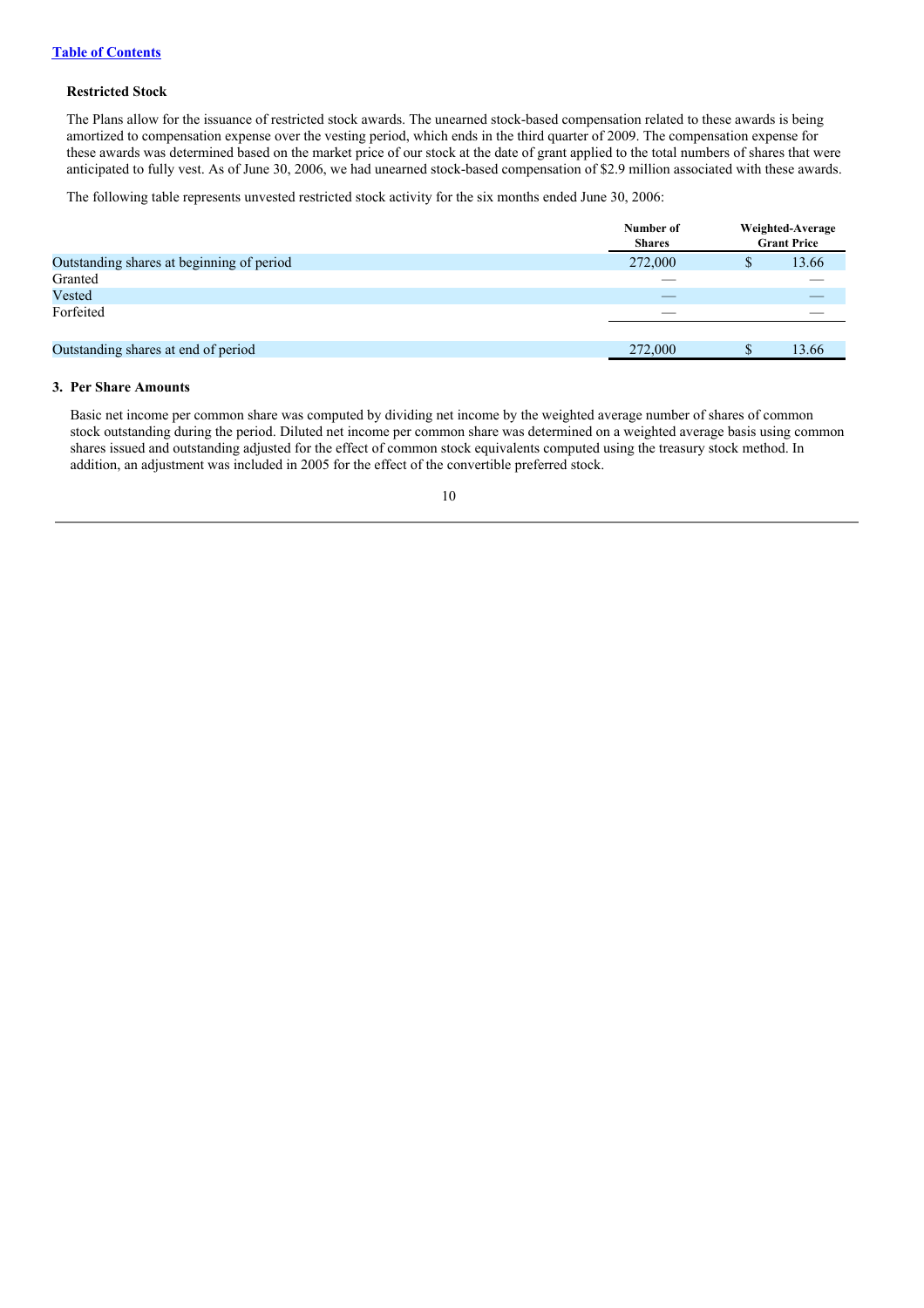**Restricted Stock**

The Plans allow for the issuance of restricted stock awards. The unearned stock-based compensation related to these awards is being amortized to compensation expense over the vesting period, which ends in the third quarter of 2009. The compensation expense for these awards was determined based on the market price of our stock at the date of grant applied to the total numbers of shares that were anticipated to fully vest. As of June 30, 2006, we had unearned stock-based compensation of $2.9 million associated with these awards.

The following table represents unvested restricted stock activity for the six months ended June 30, 2006:

| | Number of Shares | Weighted-Average Grant Price |
|---|---|---|
| Outstanding shares at beginning of period | 272,000 | $ 13.66 |
| Granted | — | — |
| Vested | — | — |
| Forfeited | — | — |
| Outstanding shares at end of period | 272,000 | $ 13.66 |

**3. Per Share Amounts**

Basic net income per common share was computed by dividing net income by the weighted average number of shares of common stock outstanding during the period. Diluted net income per common share was determined on a weighted average basis using common shares issued and outstanding adjusted for the effect of common stock equivalents computed using the treasury stock method. In addition, an adjustment was included in 2005 for the effect of the convertible preferred stock.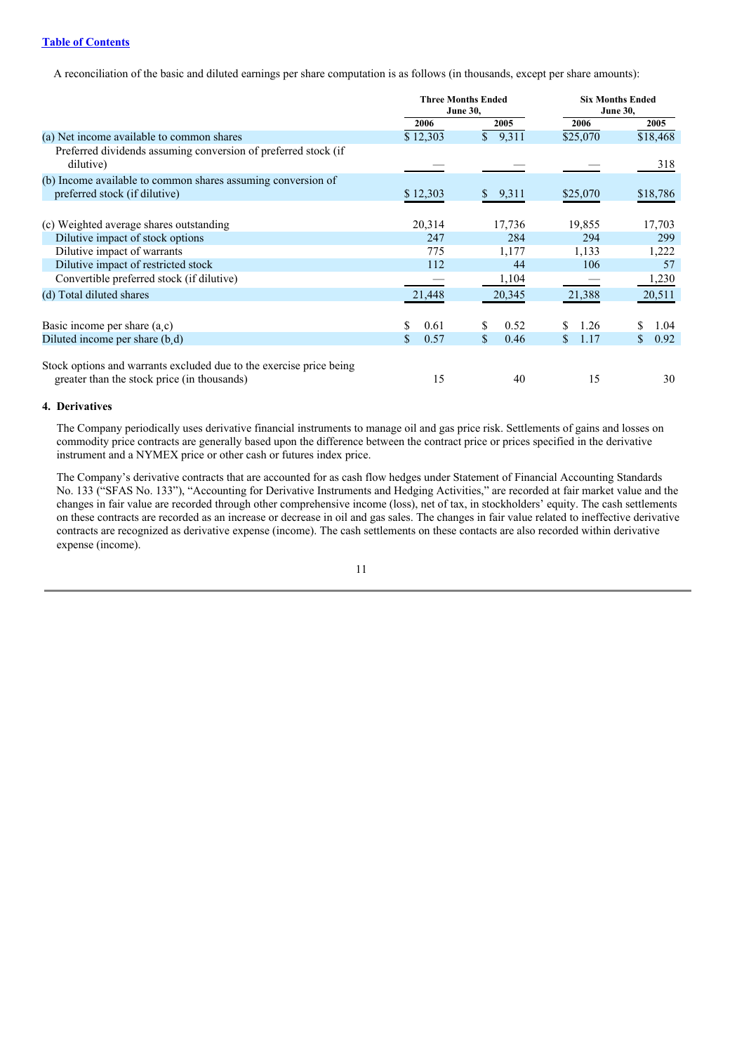A reconciliation of the basic and diluted earnings per share computation is as follows (in thousands, except per share amounts):

| | Three Months Ended June 30, | | Six Months Ended June 30, | |
|---|---|---|---|---|
| | 2006 | 2005 | 2006 | 2005 |
| (a) Net income available to common shares | $ 12,303 | $ 9,311 | $25,070 | $18,468 |
| Preferred dividends assuming conversion of preferred stock (if dilutive) | — | — | — | 318 |
| (b) Income available to common shares assuming conversion of preferred stock (if dilutive) | $ 12,303 | $ 9,311 | $25,070 | $18,786 |
| (c) Weighted average shares outstanding | 20,314 | 17,736 | 19,855 | 17,703 |
| Dilutive impact of stock options | 247 | 284 | 294 | 299 |
| Dilutive impact of warrants | 775 | 1,177 | 1,133 | 1,222 |
| Dilutive impact of restricted stock | 112 | 44 | 106 | 57 |
| Convertible preferred stock (if dilutive) | — | 1,104 | — | 1,230 |
| (d) Total diluted shares | 21,448 | 20,345 | 21,388 | 20,511 |
| Basic income per share (a,c) | $ 0.61 | $ 0.52 | $ 1.26 | $ 1.04 |
| Diluted income per share (b,d) | $ 0.57 | $ 0.46 | $ 1.17 | $ 0.92 |
| Stock options and warrants excluded due to the exercise price being greater than the stock price (in thousands) | 15 | 40 | 15 | 30 |

**4. Derivatives**

The Company periodically uses derivative financial instruments to manage oil and gas price risk. Settlements of gains and losses on commodity price contracts are generally based upon the difference between the contract price or prices specified in the derivative instrument and a NYMEX price or other cash or futures index price.

The Company's derivative contracts that are accounted for as cash flow hedges under Statement of Financial Accounting Standards No. 133 ("SFAS No. 133"), "Accounting for Derivative Instruments and Hedging Activities," are recorded at fair market value and the changes in fair value are recorded through other comprehensive income (loss), net of tax, in stockholders' equity. The cash settlements on these contracts are recorded as an increase or decrease in oil and gas sales. The changes in fair value related to ineffective derivative contracts are recognized as derivative expense (income). The cash settlements on these contacts are also recorded within derivative expense (income).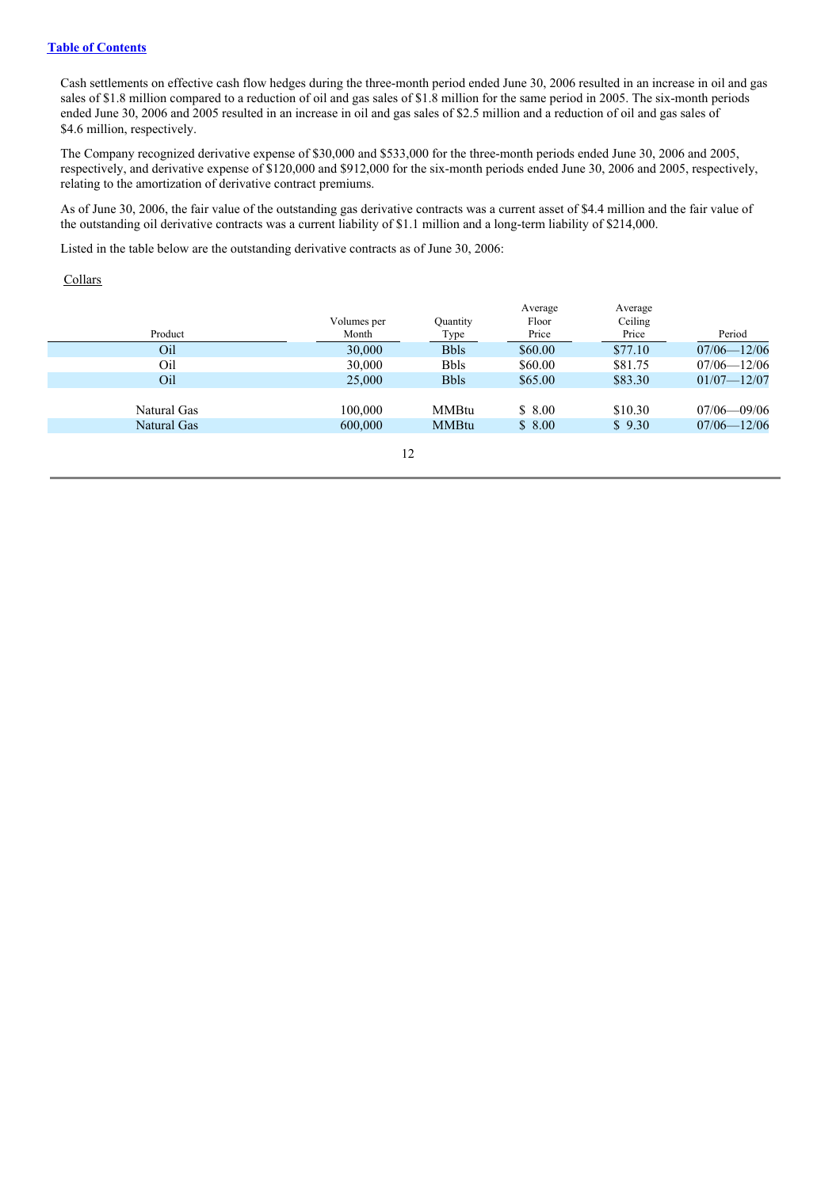Cash settlements on effective cash flow hedges during the three-month period ended June 30, 2006 resulted in an increase in oil and gas sales of $1.8 million compared to a reduction of oil and gas sales of $1.8 million for the same period in 2005. The six-month periods ended June 30, 2006 and 2005 resulted in an increase in oil and gas sales of $2.5 million and a reduction of oil and gas sales of $4.6 million, respectively.

The Company recognized derivative expense of $30,000 and $533,000 for the three-month periods ended June 30, 2006 and 2005, respectively, and derivative expense of $120,000 and $912,000 for the six-month periods ended June 30, 2006 and 2005, respectively, relating to the amortization of derivative contract premiums.

As of June 30, 2006, the fair value of the outstanding gas derivative contracts was a current asset of $4.4 million and the fair value of the outstanding oil derivative contracts was a current liability of $1.1 million and a long-term liability of $214,000.

Listed in the table below are the outstanding derivative contracts as of June 30, 2006:

Collars

| Product | Volumes per Month | Quantity Type | Average Floor Price | Average Ceiling Price | Period |
|---|---|---|---|---|---|
| Oil | 30,000 | Bbls | $60.00 | $77.10 | 07/06—12/06 |
| Oil | 30,000 | Bbls | $60.00 | $81.75 | 07/06—12/06 |
| Oil | 25,000 | Bbls | $65.00 | $83.30 | 01/07—12/07 |
| Natural Gas | 100,000 | MMBtu | $ 8.00 | $10.30 | 07/06—09/06 |
| Natural Gas | 600,000 | MMBtu | $ 8.00 | $ 9.30 | 07/06—12/06 |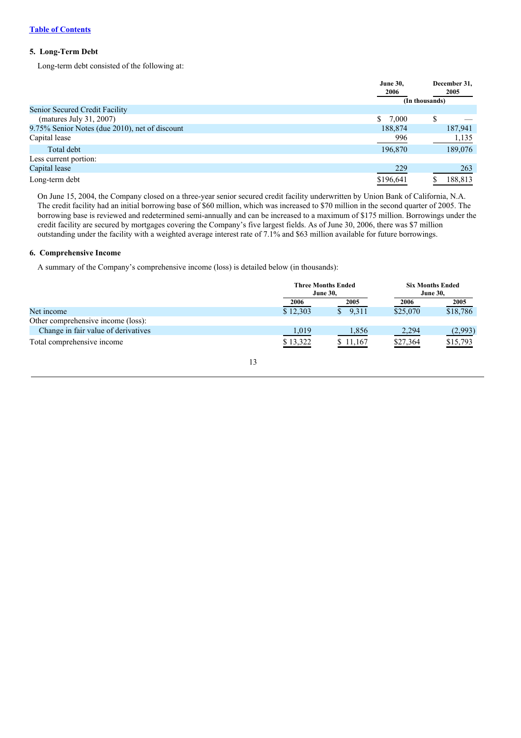[Table of Contents](#)

### 5. Long-Term Debt

Long-term debt consisted of the following at:

| | June 30, 2006 | December 31, 2005 |
|---|---|---|
| | (In thousands) | |
| Senior Secured Credit Facility | | |
| (matures July 31, 2007) | $ 7,000 | $ — |
| 9.75% Senior Notes (due 2010), net of discount | 188,874 | 187,941 |
| Capital lease | 996 | 1,135 |
| Total debt | 196,870 | 189,076 |
| Less current portion: | | |
| Capital lease | 229 | 263 |
| Long-term debt | $196,641 | $ 188,813 |

On June 15, 2004, the Company closed on a three-year senior secured credit facility underwritten by Union Bank of California, N.A. The credit facility had an initial borrowing base of $60 million, which was increased to $70 million in the second quarter of 2005. The borrowing base is reviewed and redetermined semi-annually and can be increased to a maximum of $175 million. Borrowings under the credit facility are secured by mortgages covering the Company's five largest fields. As of June 30, 2006, there was $7 million outstanding under the facility with a weighted average interest rate of 7.1% and $63 million available for future borrowings.

### 6. Comprehensive Income

A summary of the Company's comprehensive income (loss) is detailed below (in thousands):

| | Three Months Ended June 30, | | Six Months Ended June 30, | |
|---|---|---|---|---|
| | 2006 | 2005 | 2006 | 2005 |
| Net income | $ 12,303 | $ 9,311 | $25,070 | $18,786 |
| Other comprehensive income (loss): | | | | |
| Change in fair value of derivatives | 1,019 | 1,856 | 2,294 | (2,993) |
| Total comprehensive income | $ 13,322 | $ 11,167 | $27,364 | $15,793 |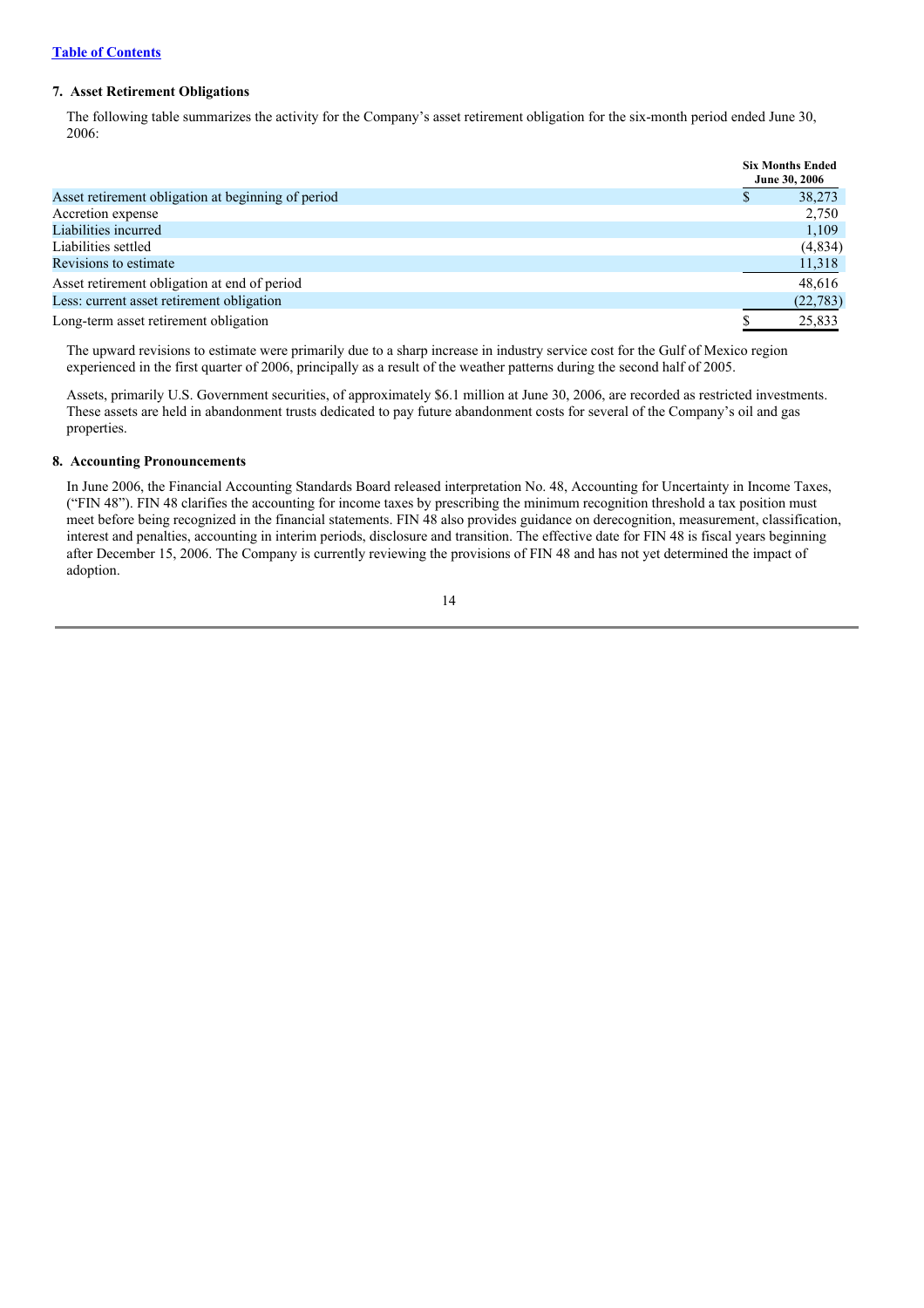[Table of Contents]

### 7. Asset Retirement Obligations

The following table summarizes the activity for the Company's asset retirement obligation for the six-month period ended June 30, 2006:

| | Six Months Ended June 30, 2006 |
|---|---|
| Asset retirement obligation at beginning of period | $ 38,273 |
| Accretion expense | 2,750 |
| Liabilities incurred | 1,109 |
| Liabilities settled | (4,834) |
| Revisions to estimate | 11,318 |
| Asset retirement obligation at end of period | 48,616 |
| Less: current asset retirement obligation | (22,783) |
| Long-term asset retirement obligation | $ 25,833 |

The upward revisions to estimate were primarily due to a sharp increase in industry service cost for the Gulf of Mexico region experienced in the first quarter of 2006, principally as a result of the weather patterns during the second half of 2005.

Assets, primarily U.S. Government securities, of approximately $6.1 million at June 30, 2006, are recorded as restricted investments. These assets are held in abandonment trusts dedicated to pay future abandonment costs for several of the Company's oil and gas properties.

### 8. Accounting Pronouncements

In June 2006, the Financial Accounting Standards Board released interpretation No. 48, Accounting for Uncertainty in Income Taxes, ("FIN 48"). FIN 48 clarifies the accounting for income taxes by prescribing the minimum recognition threshold a tax position must meet before being recognized in the financial statements. FIN 48 also provides guidance on derecognition, measurement, classification, interest and penalties, accounting in interim periods, disclosure and transition. The effective date for FIN 48 is fiscal years beginning after December 15, 2006. The Company is currently reviewing the provisions of FIN 48 and has not yet determined the impact of adoption.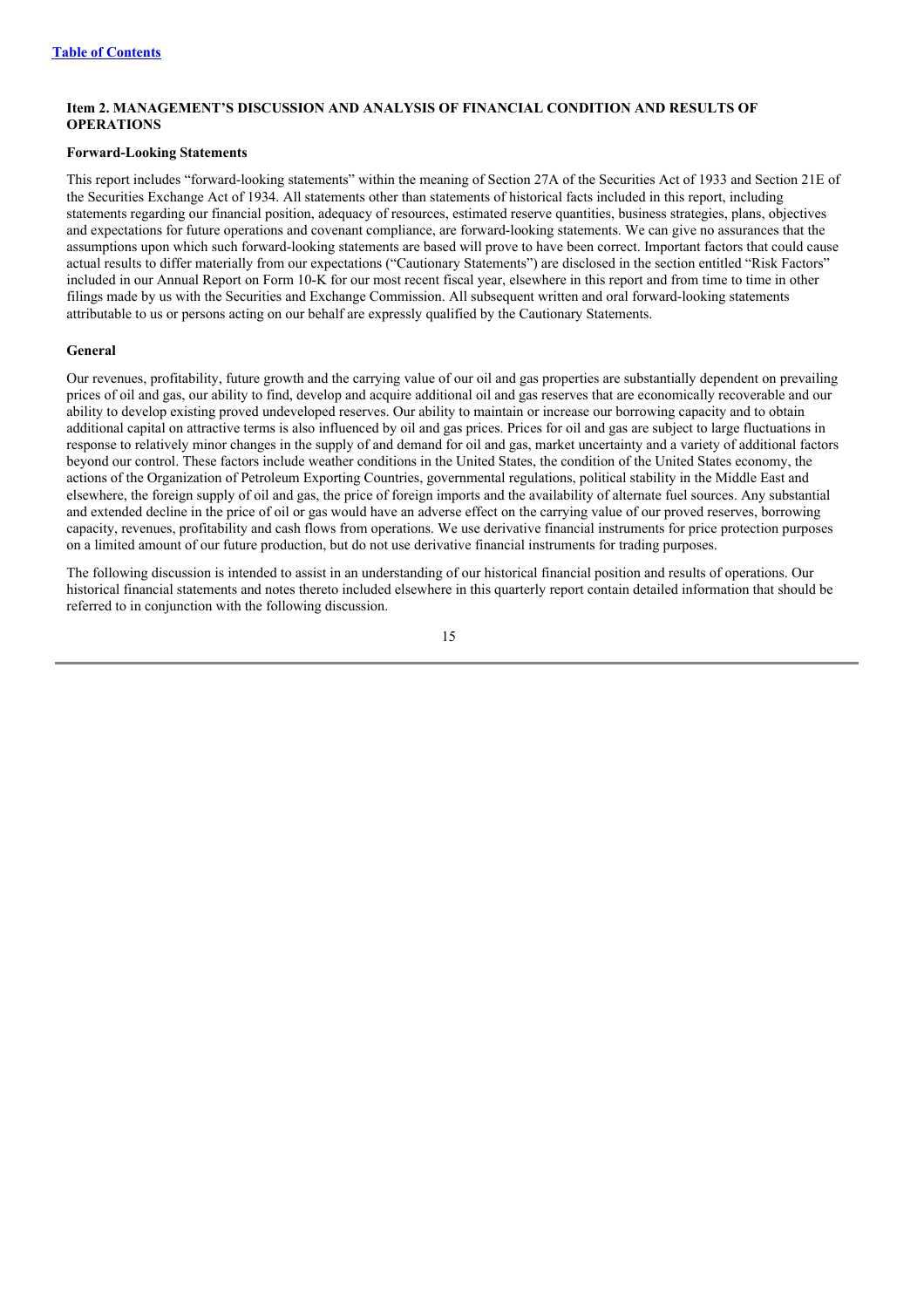## Item 2. MANAGEMENT'S DISCUSSION AND ANALYSIS OF FINANCIAL CONDITION AND RESULTS OF OPERATIONS

### Forward-Looking Statements

This report includes "forward-looking statements" within the meaning of Section 27A of the Securities Act of 1933 and Section 21E of the Securities Exchange Act of 1934. All statements other than statements of historical facts included in this report, including statements regarding our financial position, adequacy of resources, estimated reserve quantities, business strategies, plans, objectives and expectations for future operations and covenant compliance, are forward-looking statements. We can give no assurances that the assumptions upon which such forward-looking statements are based will prove to have been correct. Important factors that could cause actual results to differ materially from our expectations ("Cautionary Statements") are disclosed in the section entitled "Risk Factors" included in our Annual Report on Form 10-K for our most recent fiscal year, elsewhere in this report and from time to time in other filings made by us with the Securities and Exchange Commission. All subsequent written and oral forward-looking statements attributable to us or persons acting on our behalf are expressly qualified by the Cautionary Statements.

### General

Our revenues, profitability, future growth and the carrying value of our oil and gas properties are substantially dependent on prevailing prices of oil and gas, our ability to find, develop and acquire additional oil and gas reserves that are economically recoverable and our ability to develop existing proved undeveloped reserves. Our ability to maintain or increase our borrowing capacity and to obtain additional capital on attractive terms is also influenced by oil and gas prices. Prices for oil and gas are subject to large fluctuations in response to relatively minor changes in the supply of and demand for oil and gas, market uncertainty and a variety of additional factors beyond our control. These factors include weather conditions in the United States, the condition of the United States economy, the actions of the Organization of Petroleum Exporting Countries, governmental regulations, political stability in the Middle East and elsewhere, the foreign supply of oil and gas, the price of foreign imports and the availability of alternate fuel sources. Any substantial and extended decline in the price of oil or gas would have an adverse effect on the carrying value of our proved reserves, borrowing capacity, revenues, profitability and cash flows from operations. We use derivative financial instruments for price protection purposes on a limited amount of our future production, but do not use derivative financial instruments for trading purposes.

The following discussion is intended to assist in an understanding of our historical financial position and results of operations. Our historical financial statements and notes thereto included elsewhere in this quarterly report contain detailed information that should be referred to in conjunction with the following discussion.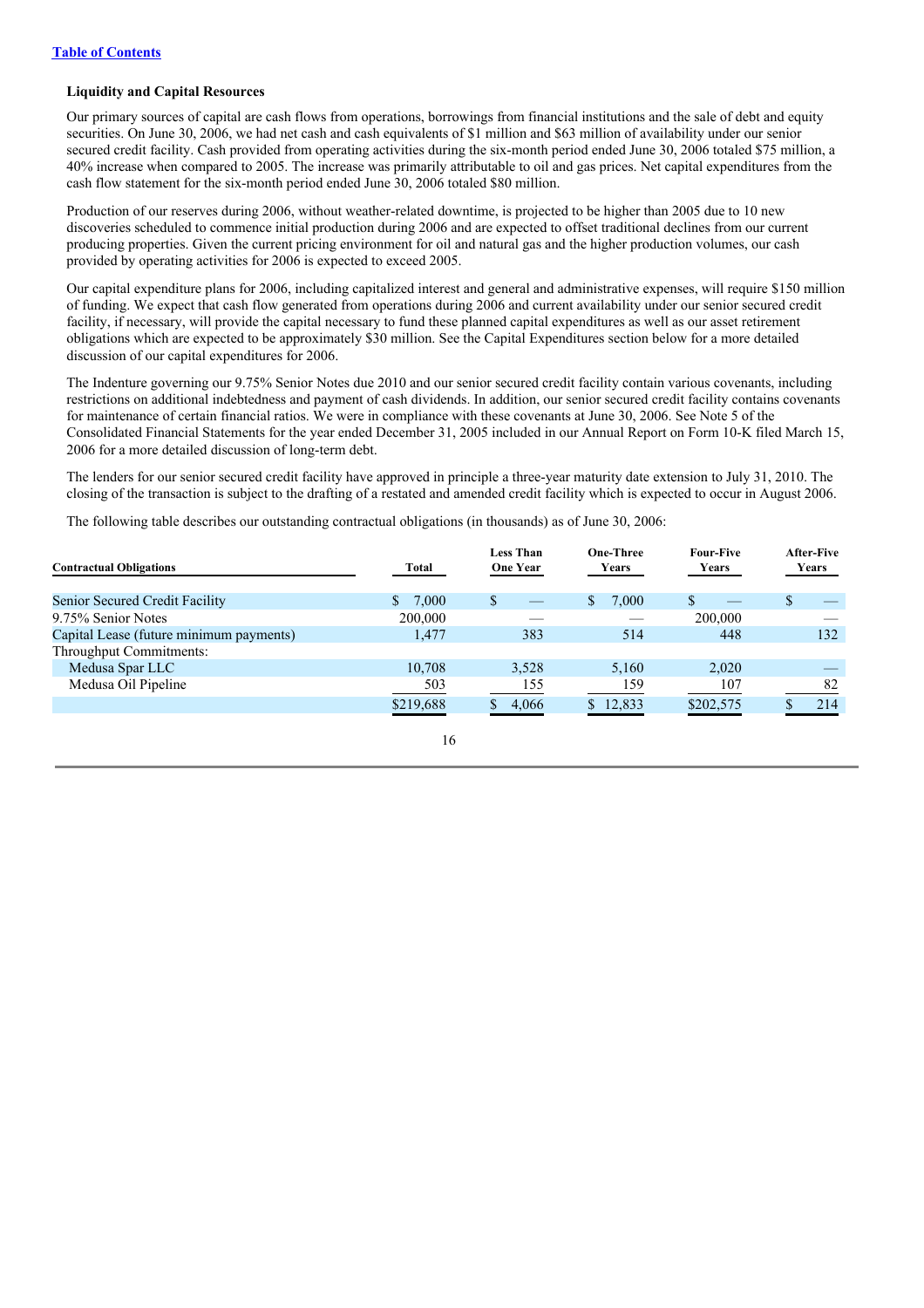[Table of Contents](#)

### Liquidity and Capital Resources

Our primary sources of capital are cash flows from operations, borrowings from financial institutions and the sale of debt and equity securities. On June 30, 2006, we had net cash and cash equivalents of $1 million and $63 million of availability under our senior secured credit facility. Cash provided from operating activities during the six-month period ended June 30, 2006 totaled $75 million, a 40% increase when compared to 2005. The increase was primarily attributable to oil and gas prices. Net capital expenditures from the cash flow statement for the six-month period ended June 30, 2006 totaled $80 million.

Production of our reserves during 2006, without weather-related downtime, is projected to be higher than 2005 due to 10 new discoveries scheduled to commence initial production during 2006 and are expected to offset traditional declines from our current producing properties. Given the current pricing environment for oil and natural gas and the higher production volumes, our cash provided by operating activities for 2006 is expected to exceed 2005.

Our capital expenditure plans for 2006, including capitalized interest and general and administrative expenses, will require $150 million of funding. We expect that cash flow generated from operations during 2006 and current availability under our senior secured credit facility, if necessary, will provide the capital necessary to fund these planned capital expenditures as well as our asset retirement obligations which are expected to be approximately $30 million. See the Capital Expenditures section below for a more detailed discussion of our capital expenditures for 2006.

The Indenture governing our 9.75% Senior Notes due 2010 and our senior secured credit facility contain various covenants, including restrictions on additional indebtedness and payment of cash dividends. In addition, our senior secured credit facility contains covenants for maintenance of certain financial ratios. We were in compliance with these covenants at June 30, 2006. See Note 5 of the Consolidated Financial Statements for the year ended December 31, 2005 included in our Annual Report on Form 10-K filed March 15, 2006 for a more detailed discussion of long-term debt.

The lenders for our senior secured credit facility have approved in principle a three-year maturity date extension to July 31, 2010. The closing of the transaction is subject to the drafting of a restated and amended credit facility which is expected to occur in August 2006.

The following table describes our outstanding contractual obligations (in thousands) as of June 30, 2006:

| Contractual Obligations | Total | Less Than One Year | One-Three Years | Four-Five Years | After-Five Years |
|---|---|---|---|---|---|
| Senior Secured Credit Facility | $ 7,000 | $ — | $ 7,000 | $ — | $ — |
| 9.75% Senior Notes | 200,000 | — | — | 200,000 | — |
| Capital Lease (future minimum payments) | 1,477 | 383 | 514 | 448 | 132 |
| Throughput Commitments: | | | | | |
| Medusa Spar LLC | 10,708 | 3,528 | 5,160 | 2,020 | — |
| Medusa Oil Pipeline | 503 | 155 | 159 | 107 | 82 |
| | $219,688 | $ 4,066 | $ 12,833 | $202,575 | $ 214 |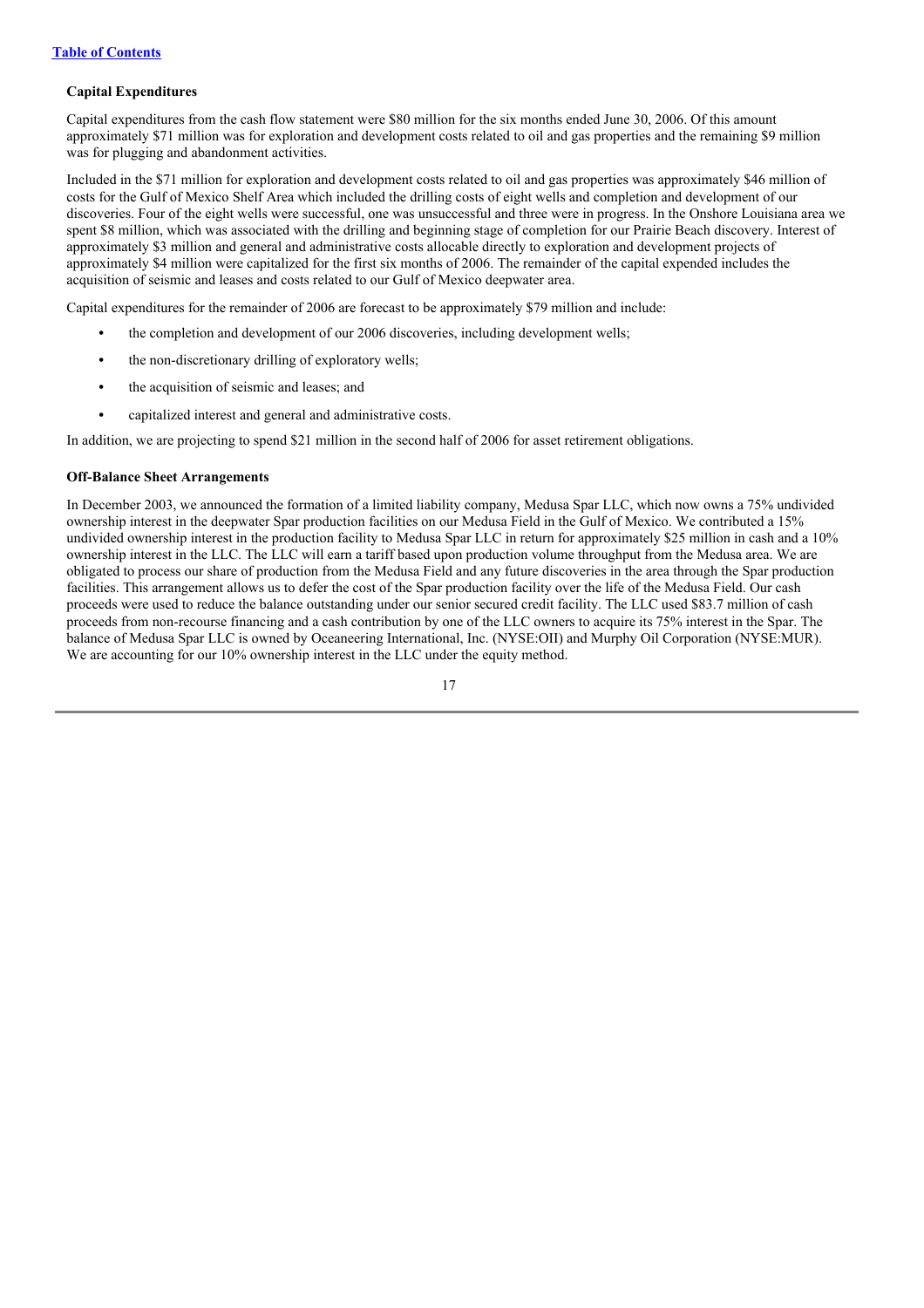### Capital Expenditures

Capital expenditures from the cash flow statement were $80 million for the six months ended June 30, 2006. Of this amount approximately $71 million was for exploration and development costs related to oil and gas properties and the remaining $9 million was for plugging and abandonment activities.

Included in the $71 million for exploration and development costs related to oil and gas properties was approximately $46 million of costs for the Gulf of Mexico Shelf Area which included the drilling costs of eight wells and completion and development of our discoveries. Four of the eight wells were successful, one was unsuccessful and three were in progress. In the Onshore Louisiana area we spent $8 million, which was associated with the drilling and beginning stage of completion for our Prairie Beach discovery. Interest of approximately $3 million and general and administrative costs allocable directly to exploration and development projects of approximately $4 million were capitalized for the first six months of 2006. The remainder of the capital expended includes the acquisition of seismic and leases and costs related to our Gulf of Mexico deepwater area.

Capital expenditures for the remainder of 2006 are forecast to be approximately $79 million and include:

- the completion and development of our 2006 discoveries, including development wells;
- the non-discretionary drilling of exploratory wells;
- the acquisition of seismic and leases; and
- capitalized interest and general and administrative costs.

In addition, we are projecting to spend $21 million in the second half of 2006 for asset retirement obligations.

### Off-Balance Sheet Arrangements

In December 2003, we announced the formation of a limited liability company, Medusa Spar LLC, which now owns a 75% undivided ownership interest in the deepwater Spar production facilities on our Medusa Field in the Gulf of Mexico. We contributed a 15% undivided ownership interest in the production facility to Medusa Spar LLC in return for approximately $25 million in cash and a 10% ownership interest in the LLC. The LLC will earn a tariff based upon production volume throughput from the Medusa area. We are obligated to process our share of production from the Medusa Field and any future discoveries in the area through the Spar production facilities. This arrangement allows us to defer the cost of the Spar production facility over the life of the Medusa Field. Our cash proceeds were used to reduce the balance outstanding under our senior secured credit facility. The LLC used $83.7 million of cash proceeds from non-recourse financing and a cash contribution by one of the LLC owners to acquire its 75% interest in the Spar. The balance of Medusa Spar LLC is owned by Oceaneering International, Inc. (NYSE:OII) and Murphy Oil Corporation (NYSE:MUR). We are accounting for our 10% ownership interest in the LLC under the equity method.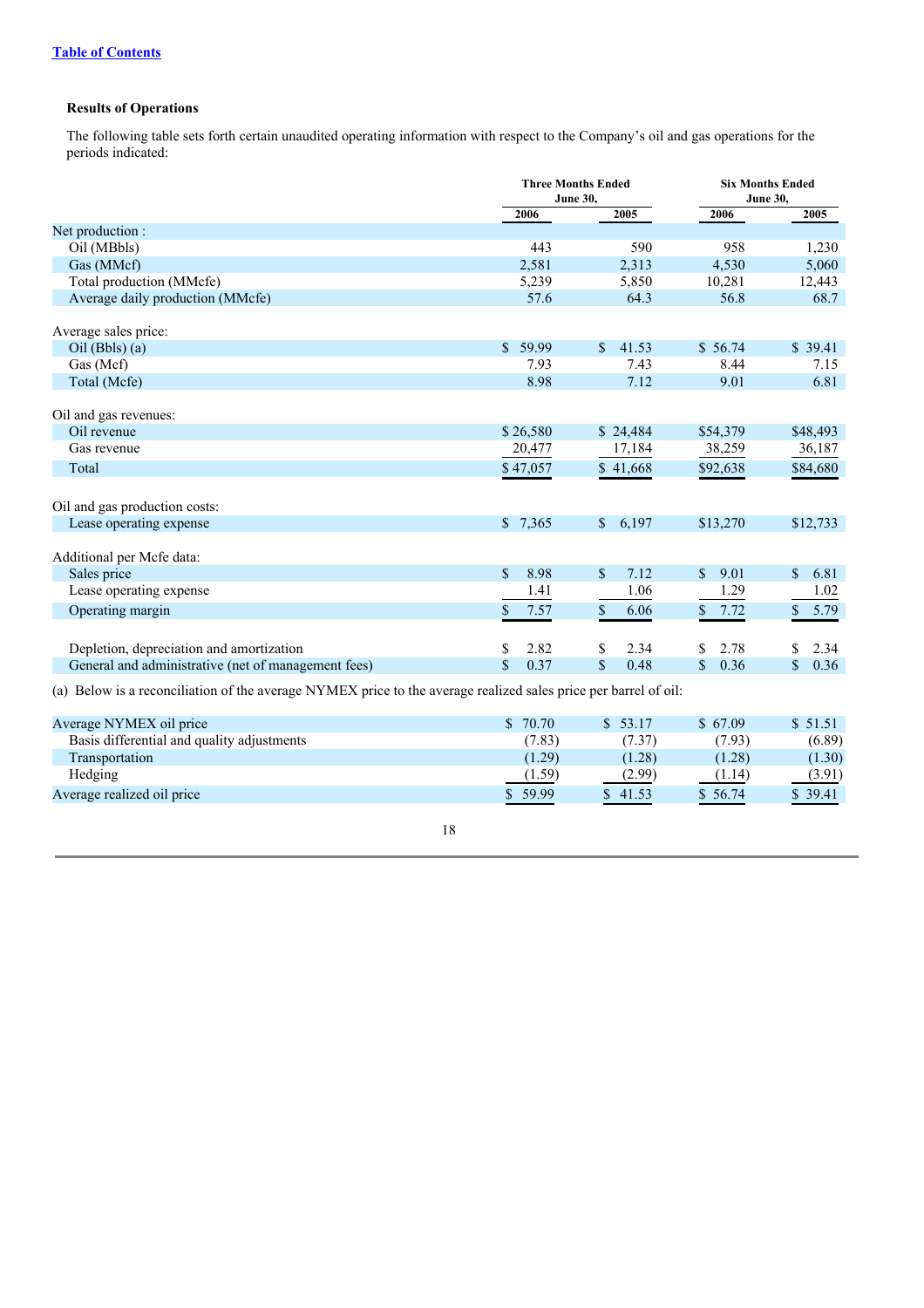Table of Contents

**Results of Operations**

The following table sets forth certain unaudited operating information with respect to the Company's oil and gas operations for the periods indicated:

| | Three Months Ended June 30, | | Six Months Ended June 30, | |
|---|---|---|---|---|
| | 2006 | 2005 | 2006 | 2005 |
| Net production : | | | | |
| Oil (MBbls) | 443 | 590 | 958 | 1,230 |
| Gas (MMcf) | 2,581 | 2,313 | 4,530 | 5,060 |
| Total production (MMcfe) | 5,239 | 5,850 | 10,281 | 12,443 |
| Average daily production (MMcfe) | 57.6 | 64.3 | 56.8 | 68.7 |
| Average sales price: | | | | |
| Oil (Bbls) (a) | $ 59.99 | $ 41.53 | $ 56.74 | $ 39.41 |
| Gas (Mcf) | 7.93 | 7.43 | 8.44 | 7.15 |
| Total (Mcfe) | 8.98 | 7.12 | 9.01 | 6.81 |
| Oil and gas revenues: | | | | |
| Oil revenue | $ 26,580 | $ 24,484 | $54,379 | $48,493 |
| Gas revenue | 20,477 | 17,184 | 38,259 | 36,187 |
| Total | $ 47,057 | $ 41,668 | $92,638 | $84,680 |
| Oil and gas production costs: | | | | |
| Lease operating expense | $ 7,365 | $ 6,197 | $13,270 | $12,733 |
| Additional per Mcfe data: | | | | |
| Sales price | $ 8.98 | $ 7.12 | $ 9.01 | $ 6.81 |
| Lease operating expense | 1.41 | 1.06 | 1.29 | 1.02 |
| Operating margin | $ 7.57 | $ 6.06 | $ 7.72 | $ 5.79 |
| Depletion, depreciation and amortization | $ 2.82 | $ 2.34 | $ 2.78 | $ 2.34 |
| General and administrative (net of management fees) | $ 0.37 | $ 0.48 | $ 0.36 | $ 0.36 |

(a) Below is a reconciliation of the average NYMEX price to the average realized sales price per barrel of oil:

| | | | | |
|---|---|---|---|---|
| Average NYMEX oil price | $ 70.70 | $ 53.17 | $ 67.09 | $ 51.51 |
| Basis differential and quality adjustments | (7.83) | (7.37) | (7.93) | (6.89) |
| Transportation | (1.29) | (1.28) | (1.28) | (1.30) |
| Hedging | (1.59) | (2.99) | (1.14) | (3.91) |
| Average realized oil price | $ 59.99 | $ 41.53 | $ 56.74 | $ 39.41 |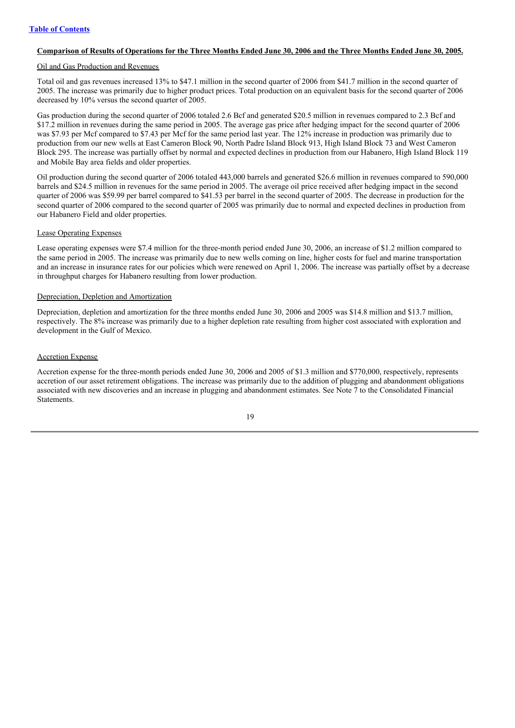**Comparison of Results of Operations for the Three Months Ended June 30, 2006 and the Three Months Ended June 30, 2005.**

Oil and Gas Production and Revenues

Total oil and gas revenues increased 13% to $47.1 million in the second quarter of 2006 from $41.7 million in the second quarter of 2005. The increase was primarily due to higher product prices. Total production on an equivalent basis for the second quarter of 2006 decreased by 10% versus the second quarter of 2005.

Gas production during the second quarter of 2006 totaled 2.6 Bcf and generated $20.5 million in revenues compared to 2.3 Bcf and $17.2 million in revenues during the same period in 2005. The average gas price after hedging impact for the second quarter of 2006 was $7.93 per Mcf compared to $7.43 per Mcf for the same period last year. The 12% increase in production was primarily due to production from our new wells at East Cameron Block 90, North Padre Island Block 913, High Island Block 73 and West Cameron Block 295. The increase was partially offset by normal and expected declines in production from our Habanero, High Island Block 119 and Mobile Bay area fields and older properties.

Oil production during the second quarter of 2006 totaled 443,000 barrels and generated $26.6 million in revenues compared to 590,000 barrels and $24.5 million in revenues for the same period in 2005. The average oil price received after hedging impact in the second quarter of 2006 was $59.99 per barrel compared to $41.53 per barrel in the second quarter of 2005. The decrease in production for the second quarter of 2006 compared to the second quarter of 2005 was primarily due to normal and expected declines in production from our Habanero Field and older properties.

Lease Operating Expenses

Lease operating expenses were $7.4 million for the three-month period ended June 30, 2006, an increase of $1.2 million compared to the same period in 2005. The increase was primarily due to new wells coming on line, higher costs for fuel and marine transportation and an increase in insurance rates for our policies which were renewed on April 1, 2006. The increase was partially offset by a decrease in throughput charges for Habanero resulting from lower production.

Depreciation, Depletion and Amortization

Depreciation, depletion and amortization for the three months ended June 30, 2006 and 2005 was $14.8 million and $13.7 million, respectively. The 8% increase was primarily due to a higher depletion rate resulting from higher cost associated with exploration and development in the Gulf of Mexico.

Accretion Expense

Accretion expense for the three-month periods ended June 30, 2006 and 2005 of $1.3 million and $770,000, respectively, represents accretion of our asset retirement obligations. The increase was primarily due to the addition of plugging and abandonment obligations associated with new discoveries and an increase in plugging and abandonment estimates. See Note 7 to the Consolidated Financial Statements.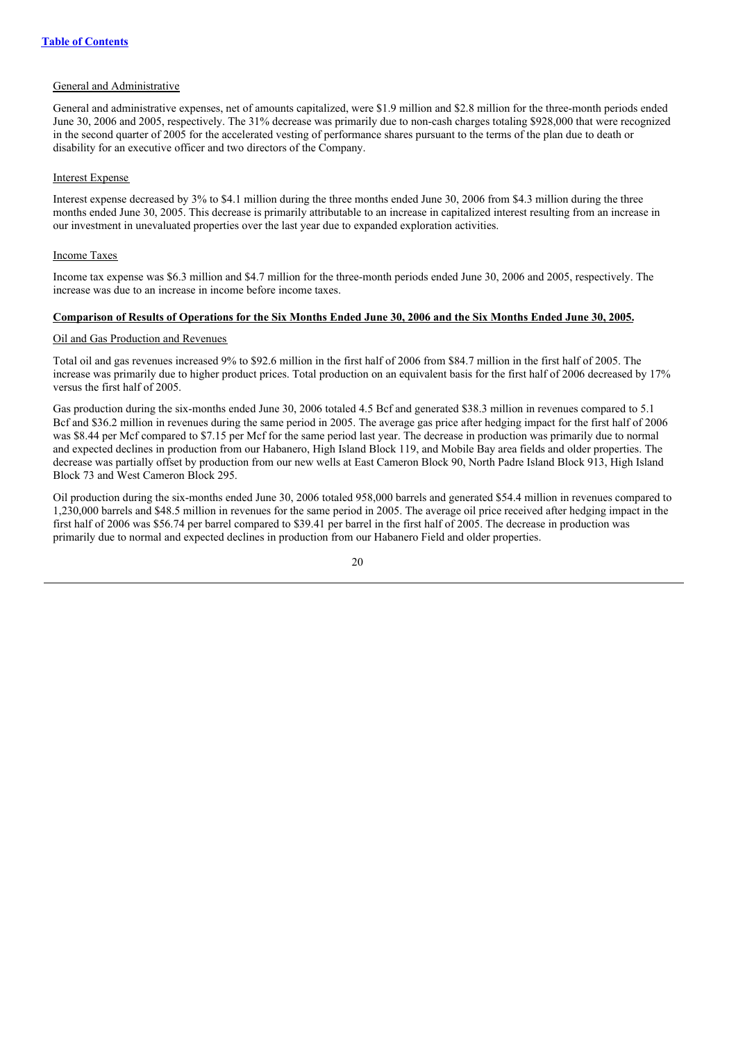General and Administrative

General and administrative expenses, net of amounts capitalized, were $1.9 million and $2.8 million for the three-month periods ended June 30, 2006 and 2005, respectively. The 31% decrease was primarily due to non-cash charges totaling $928,000 that were recognized in the second quarter of 2005 for the accelerated vesting of performance shares pursuant to the terms of the plan due to death or disability for an executive officer and two directors of the Company.

Interest Expense

Interest expense decreased by 3% to $4.1 million during the three months ended June 30, 2006 from $4.3 million during the three months ended June 30, 2005. This decrease is primarily attributable to an increase in capitalized interest resulting from an increase in our investment in unevaluated properties over the last year due to expanded exploration activities.

Income Taxes

Income tax expense was $6.3 million and $4.7 million for the three-month periods ended June 30, 2006 and 2005, respectively. The increase was due to an increase in income before income taxes.

**Comparison of Results of Operations for the Six Months Ended June 30, 2006 and the Six Months Ended June 30, 2005.**

Oil and Gas Production and Revenues

Total oil and gas revenues increased 9% to $92.6 million in the first half of 2006 from $84.7 million in the first half of 2005. The increase was primarily due to higher product prices. Total production on an equivalent basis for the first half of 2006 decreased by 17% versus the first half of 2005.

Gas production during the six-months ended June 30, 2006 totaled 4.5 Bcf and generated $38.3 million in revenues compared to 5.1 Bcf and $36.2 million in revenues during the same period in 2005. The average gas price after hedging impact for the first half of 2006 was $8.44 per Mcf compared to $7.15 per Mcf for the same period last year. The decrease in production was primarily due to normal and expected declines in production from our Habanero, High Island Block 119, and Mobile Bay area fields and older properties. The decrease was partially offset by production from our new wells at East Cameron Block 90, North Padre Island Block 913, High Island Block 73 and West Cameron Block 295.

Oil production during the six-months ended June 30, 2006 totaled 958,000 barrels and generated $54.4 million in revenues compared to 1,230,000 barrels and $48.5 million in revenues for the same period in 2005. The average oil price received after hedging impact in the first half of 2006 was $56.74 per barrel compared to $39.41 per barrel in the first half of 2005. The decrease in production was primarily due to normal and expected declines in production from our Habanero Field and older properties.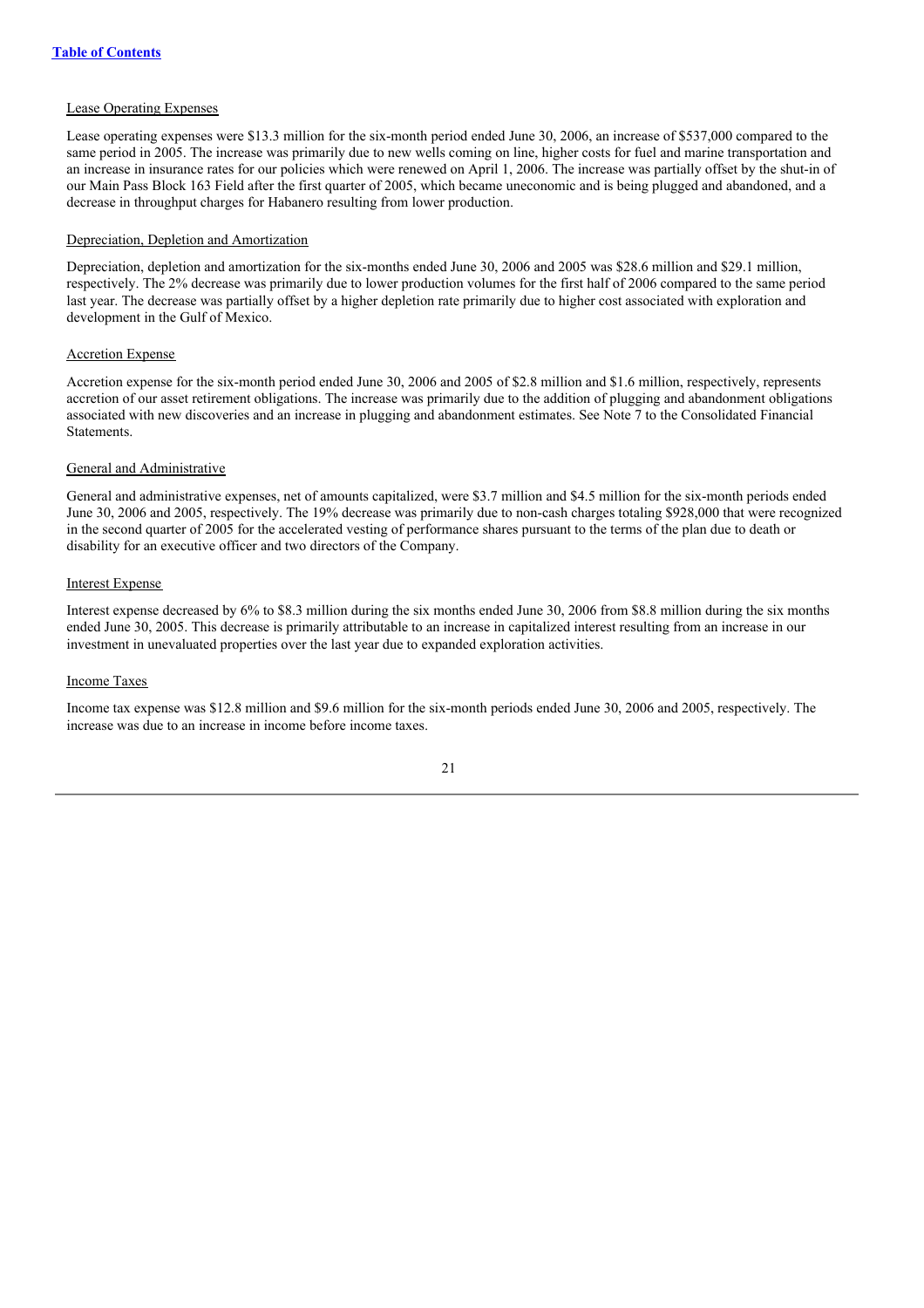Lease Operating Expenses

Lease operating expenses were $13.3 million for the six-month period ended June 30, 2006, an increase of $537,000 compared to the same period in 2005. The increase was primarily due to new wells coming on line, higher costs for fuel and marine transportation and an increase in insurance rates for our policies which were renewed on April 1, 2006. The increase was partially offset by the shut-in of our Main Pass Block 163 Field after the first quarter of 2005, which became uneconomic and is being plugged and abandoned, and a decrease in throughput charges for Habanero resulting from lower production.

Depreciation, Depletion and Amortization

Depreciation, depletion and amortization for the six-months ended June 30, 2006 and 2005 was $28.6 million and $29.1 million, respectively. The 2% decrease was primarily due to lower production volumes for the first half of 2006 compared to the same period last year. The decrease was partially offset by a higher depletion rate primarily due to higher cost associated with exploration and development in the Gulf of Mexico.

Accretion Expense

Accretion expense for the six-month period ended June 30, 2006 and 2005 of $2.8 million and $1.6 million, respectively, represents accretion of our asset retirement obligations. The increase was primarily due to the addition of plugging and abandonment obligations associated with new discoveries and an increase in plugging and abandonment estimates. See Note 7 to the Consolidated Financial Statements.

General and Administrative

General and administrative expenses, net of amounts capitalized, were $3.7 million and $4.5 million for the six-month periods ended June 30, 2006 and 2005, respectively. The 19% decrease was primarily due to non-cash charges totaling $928,000 that were recognized in the second quarter of 2005 for the accelerated vesting of performance shares pursuant to the terms of the plan due to death or disability for an executive officer and two directors of the Company.

Interest Expense

Interest expense decreased by 6% to $8.3 million during the six months ended June 30, 2006 from $8.8 million during the six months ended June 30, 2005. This decrease is primarily attributable to an increase in capitalized interest resulting from an increase in our investment in unevaluated properties over the last year due to expanded exploration activities.

Income Taxes

Income tax expense was $12.8 million and $9.6 million for the six-month periods ended June 30, 2006 and 2005, respectively. The increase was due to an increase in income before income taxes.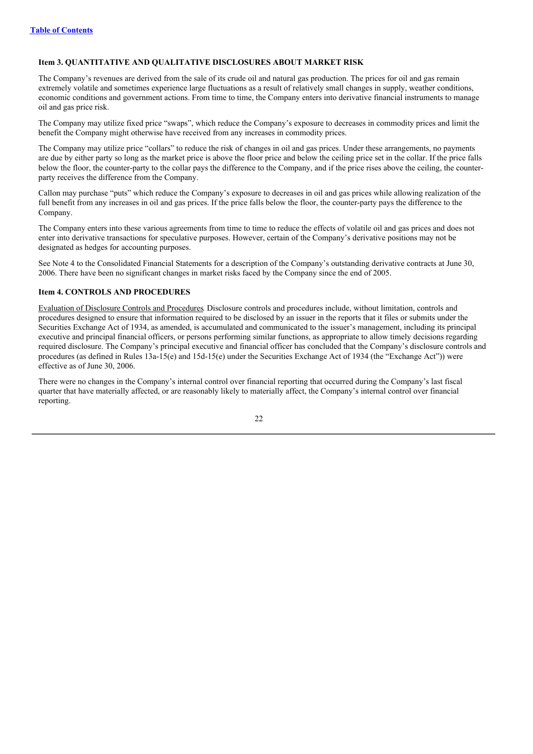**Table of Contents**

### Item 3. QUANTITATIVE AND QUALITATIVE DISCLOSURES ABOUT MARKET RISK

The Company's revenues are derived from the sale of its crude oil and natural gas production. The prices for oil and gas remain extremely volatile and sometimes experience large fluctuations as a result of relatively small changes in supply, weather conditions, economic conditions and government actions. From time to time, the Company enters into derivative financial instruments to manage oil and gas price risk.

The Company may utilize fixed price "swaps", which reduce the Company's exposure to decreases in commodity prices and limit the benefit the Company might otherwise have received from any increases in commodity prices.

The Company may utilize price "collars" to reduce the risk of changes in oil and gas prices. Under these arrangements, no payments are due by either party so long as the market price is above the floor price and below the ceiling price set in the collar. If the price falls below the floor, the counter-party to the collar pays the difference to the Company, and if the price rises above the ceiling, the counter-party receives the difference from the Company.

Callon may purchase "puts" which reduce the Company's exposure to decreases in oil and gas prices while allowing realization of the full benefit from any increases in oil and gas prices. If the price falls below the floor, the counter-party pays the difference to the Company.

The Company enters into these various agreements from time to time to reduce the effects of volatile oil and gas prices and does not enter into derivative transactions for speculative purposes. However, certain of the Company's derivative positions may not be designated as hedges for accounting purposes.

See Note 4 to the Consolidated Financial Statements for a description of the Company's outstanding derivative contracts at June 30, 2006. There have been no significant changes in market risks faced by the Company since the end of 2005.

### Item 4. CONTROLS AND PROCEDURES

Evaluation of Disclosure Controls and Procedures. Disclosure controls and procedures include, without limitation, controls and procedures designed to ensure that information required to be disclosed by an issuer in the reports that it files or submits under the Securities Exchange Act of 1934, as amended, is accumulated and communicated to the issuer's management, including its principal executive and principal financial officers, or persons performing similar functions, as appropriate to allow timely decisions regarding required disclosure. The Company's principal executive and financial officer has concluded that the Company's disclosure controls and procedures (as defined in Rules 13a-15(e) and 15d-15(e) under the Securities Exchange Act of 1934 (the "Exchange Act")) were effective as of June 30, 2006.

There were no changes in the Company's internal control over financial reporting that occurred during the Company's last fiscal quarter that have materially affected, or are reasonably likely to materially affect, the Company's internal control over financial reporting.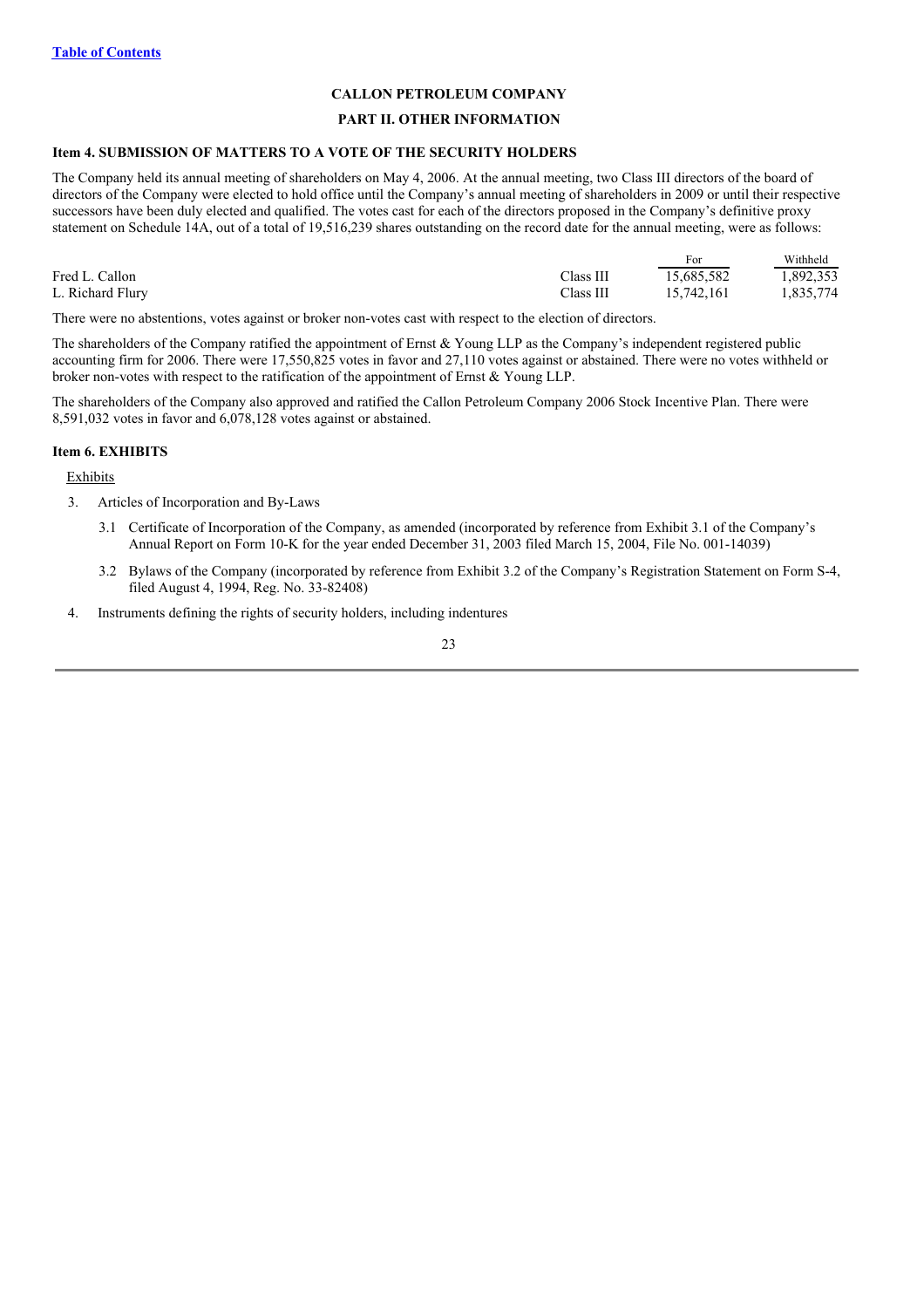[Table of Contents](#)

**CALLON PETROLEUM COMPANY**

**PART II. OTHER INFORMATION**

### Item 4. SUBMISSION OF MATTERS TO A VOTE OF THE SECURITY HOLDERS

The Company held its annual meeting of shareholders on May 4, 2006. At the annual meeting, two Class III directors of the board of directors of the Company were elected to hold office until the Company's annual meeting of shareholders in 2009 or until their respective successors have been duly elected and qualified. The votes cast for each of the directors proposed in the Company's definitive proxy statement on Schedule 14A, out of a total of 19,516,239 shares outstanding on the record date for the annual meeting, were as follows:

| | | For | Withheld |
|---|---|---|---|
| Fred L. Callon | Class III | 15,685,582 | 1,892,353 |
| L. Richard Flury | Class III | 15,742,161 | 1,835,774 |

There were no abstentions, votes against or broker non-votes cast with respect to the election of directors.

The shareholders of the Company ratified the appointment of Ernst & Young LLP as the Company's independent registered public accounting firm for 2006. There were 17,550,825 votes in favor and 27,110 votes against or abstained. There were no votes withheld or broker non-votes with respect to the ratification of the appointment of Ernst & Young LLP.

The shareholders of the Company also approved and ratified the Callon Petroleum Company 2006 Stock Incentive Plan. There were 8,591,032 votes in favor and 6,078,128 votes against or abstained.

### Item 6. EXHIBITS

Exhibits

3. Articles of Incorporation and By-Laws

   3.1 Certificate of Incorporation of the Company, as amended (incorporated by reference from Exhibit 3.1 of the Company's Annual Report on Form 10-K for the year ended December 31, 2003 filed March 15, 2004, File No. 001-14039)

   3.2 Bylaws of the Company (incorporated by reference from Exhibit 3.2 of the Company's Registration Statement on Form S-4, filed August 4, 1994, Reg. No. 33-82408)

4. Instruments defining the rights of security holders, including indentures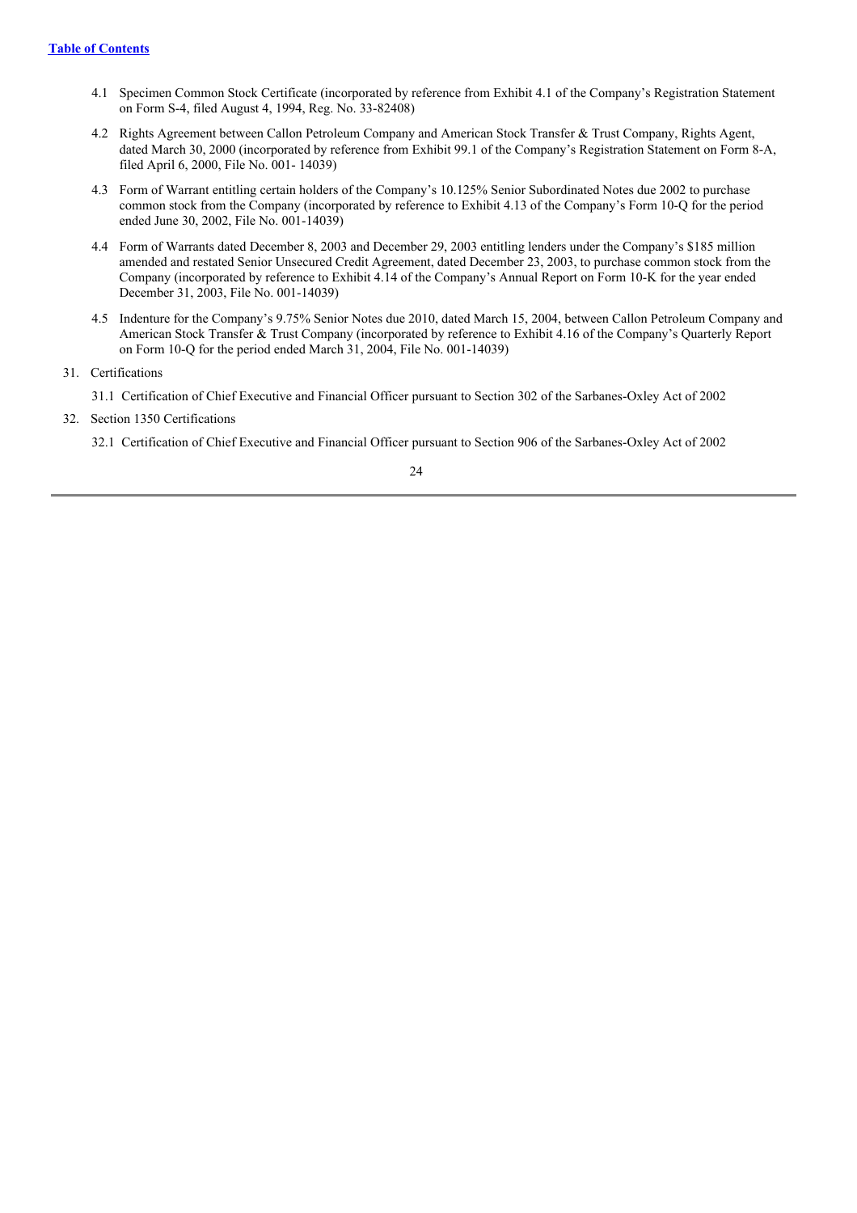[Table of Contents](#)

- 4.1 Specimen Common Stock Certificate (incorporated by reference from Exhibit 4.1 of the Company's Registration Statement on Form S-4, filed August 4, 1994, Reg. No. 33-82408)
- 4.2 Rights Agreement between Callon Petroleum Company and American Stock Transfer & Trust Company, Rights Agent, dated March 30, 2000 (incorporated by reference from Exhibit 99.1 of the Company's Registration Statement on Form 8-A, filed April 6, 2000, File No. 001- 14039)
- 4.3 Form of Warrant entitling certain holders of the Company's 10.125% Senior Subordinated Notes due 2002 to purchase common stock from the Company (incorporated by reference to Exhibit 4.13 of the Company's Form 10-Q for the period ended June 30, 2002, File No. 001-14039)
- 4.4 Form of Warrants dated December 8, 2003 and December 29, 2003 entitling lenders under the Company's $185 million amended and restated Senior Unsecured Credit Agreement, dated December 23, 2003, to purchase common stock from the Company (incorporated by reference to Exhibit 4.14 of the Company's Annual Report on Form 10-K for the year ended December 31, 2003, File No. 001-14039)
- 4.5 Indenture for the Company's 9.75% Senior Notes due 2010, dated March 15, 2004, between Callon Petroleum Company and American Stock Transfer & Trust Company (incorporated by reference to Exhibit 4.16 of the Company's Quarterly Report on Form 10-Q for the period ended March 31, 2004, File No. 001-14039)

31. Certifications

    31.1 Certification of Chief Executive and Financial Officer pursuant to Section 302 of the Sarbanes-Oxley Act of 2002

32. Section 1350 Certifications

    32.1 Certification of Chief Executive and Financial Officer pursuant to Section 906 of the Sarbanes-Oxley Act of 2002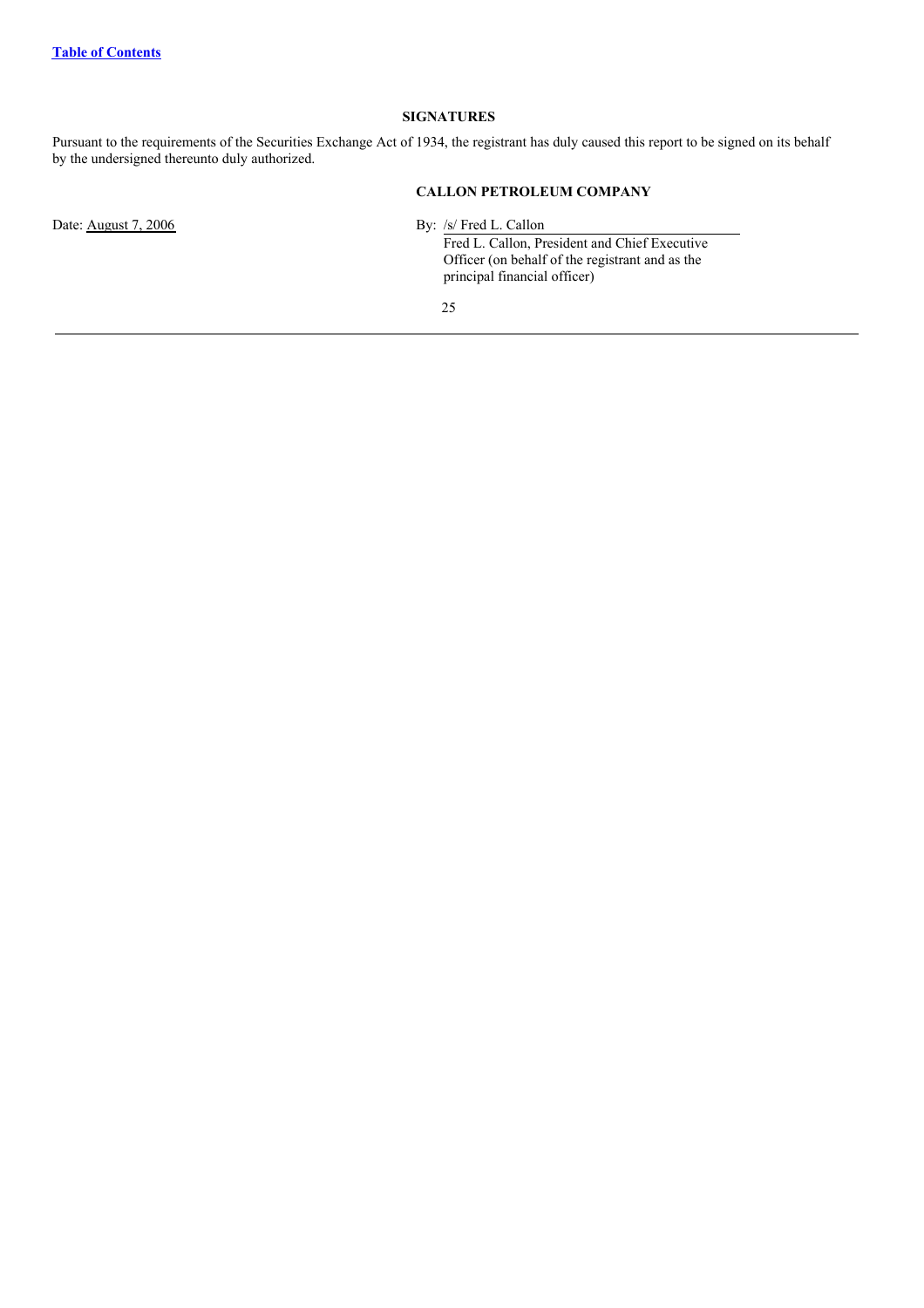## SIGNATURES

Pursuant to the requirements of the Securities Exchange Act of 1934, the registrant has duly caused this report to be signed on its behalf by the undersigned thereunto duly authorized.

**CALLON PETROLEUM COMPANY**

Date: August 7, 2006

By: /s/ Fred L. Callon

Fred L. Callon, President and Chief Executive Officer (on behalf of the registrant and as the principal financial officer)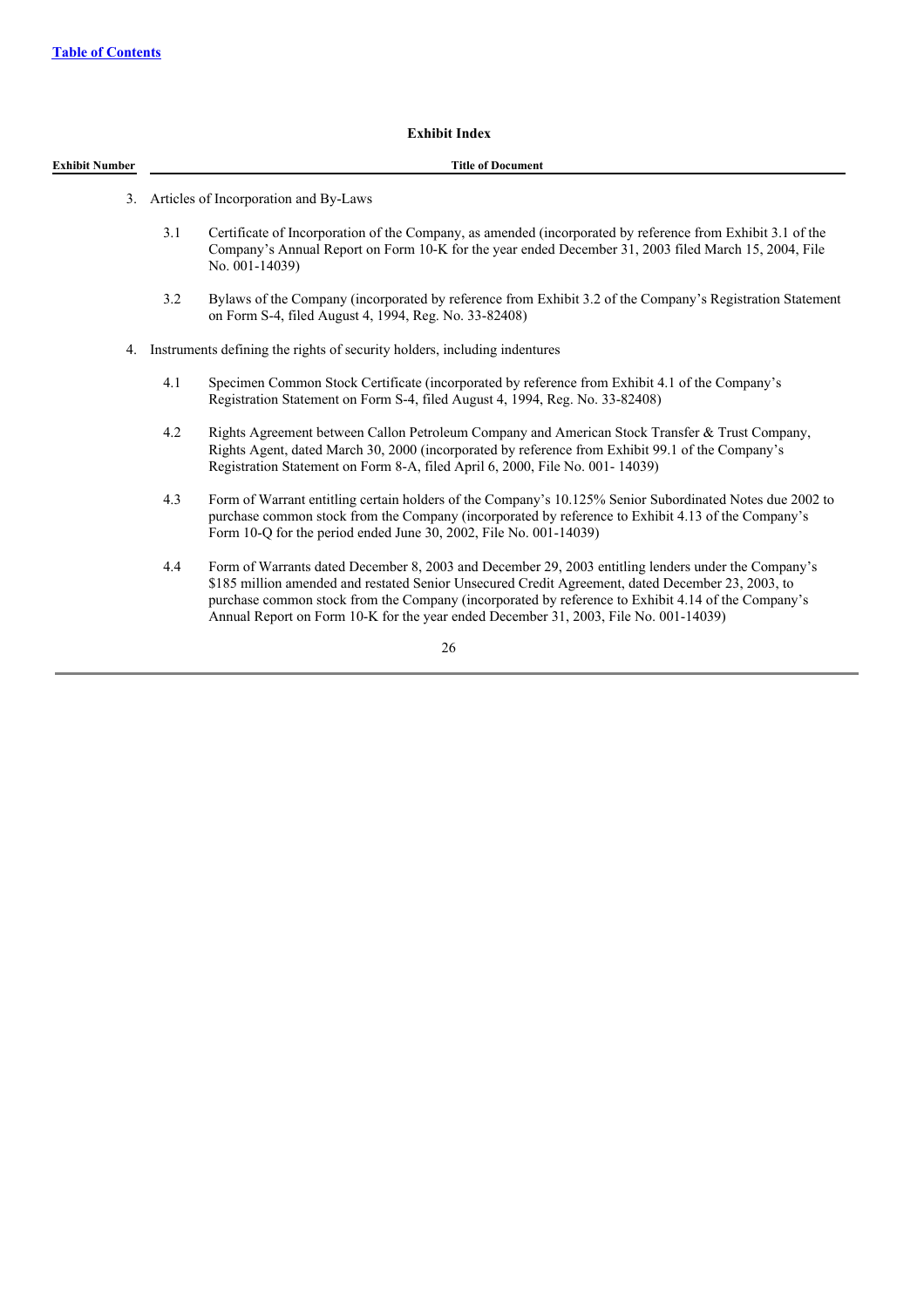[Table of Contents](#)

## Exhibit Index

| Exhibit Number | Title of Document |
|---|---|
| 3. | Articles of Incorporation and By-Laws |
| 3.1 | Certificate of Incorporation of the Company, as amended (incorporated by reference from Exhibit 3.1 of the Company's Annual Report on Form 10-K for the year ended December 31, 2003 filed March 15, 2004, File No. 001-14039) |
| 3.2 | Bylaws of the Company (incorporated by reference from Exhibit 3.2 of the Company's Registration Statement on Form S-4, filed August 4, 1994, Reg. No. 33-82408) |
| 4. | Instruments defining the rights of security holders, including indentures |
| 4.1 | Specimen Common Stock Certificate (incorporated by reference from Exhibit 4.1 of the Company's Registration Statement on Form S-4, filed August 4, 1994, Reg. No. 33-82408) |
| 4.2 | Rights Agreement between Callon Petroleum Company and American Stock Transfer & Trust Company, Rights Agent, dated March 30, 2000 (incorporated by reference from Exhibit 99.1 of the Company's Registration Statement on Form 8-A, filed April 6, 2000, File No. 001- 14039) |
| 4.3 | Form of Warrant entitling certain holders of the Company's 10.125% Senior Subordinated Notes due 2002 to purchase common stock from the Company (incorporated by reference to Exhibit 4.13 of the Company's Form 10-Q for the period ended June 30, 2002, File No. 001-14039) |
| 4.4 | Form of Warrants dated December 8, 2003 and December 29, 2003 entitling lenders under the Company's $185 million amended and restated Senior Unsecured Credit Agreement, dated December 23, 2003, to purchase common stock from the Company (incorporated by reference to Exhibit 4.14 of the Company's Annual Report on Form 10-K for the year ended December 31, 2003, File No. 001-14039) |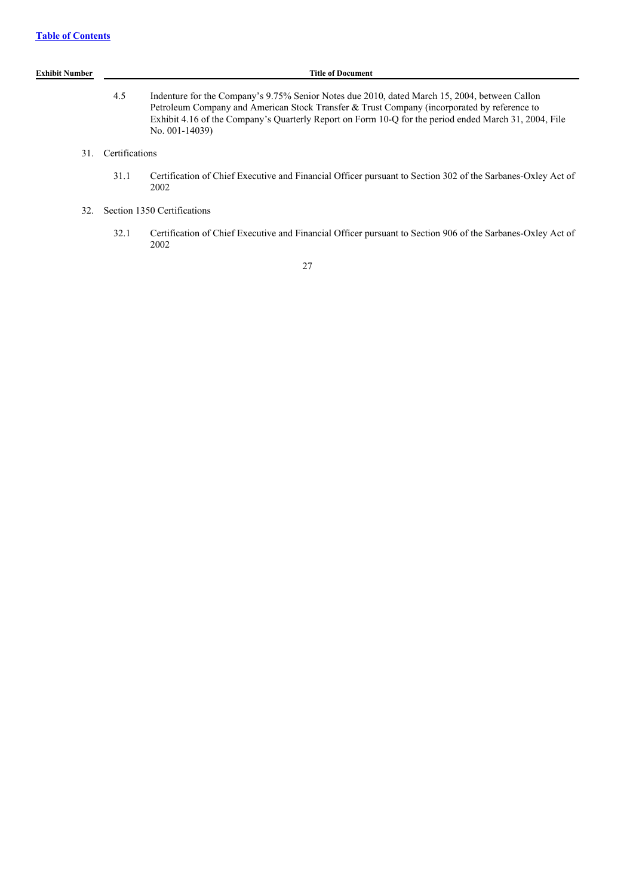[Table of Contents](#)

| Exhibit Number | | Title of Document |
|---|---|---|
| | 4.5 | Indenture for the Company's 9.75% Senior Notes due 2010, dated March 15, 2004, between Callon Petroleum Company and American Stock Transfer & Trust Company (incorporated by reference to Exhibit 4.16 of the Company's Quarterly Report on Form 10-Q for the period ended March 31, 2004, File No. 001-14039) |
| 31. | Certifications | |
| | 31.1 | Certification of Chief Executive and Financial Officer pursuant to Section 302 of the Sarbanes-Oxley Act of 2002 |
| 32. | Section 1350 Certifications | |
| | 32.1 | Certification of Chief Executive and Financial Officer pursuant to Section 906 of the Sarbanes-Oxley Act of 2002 |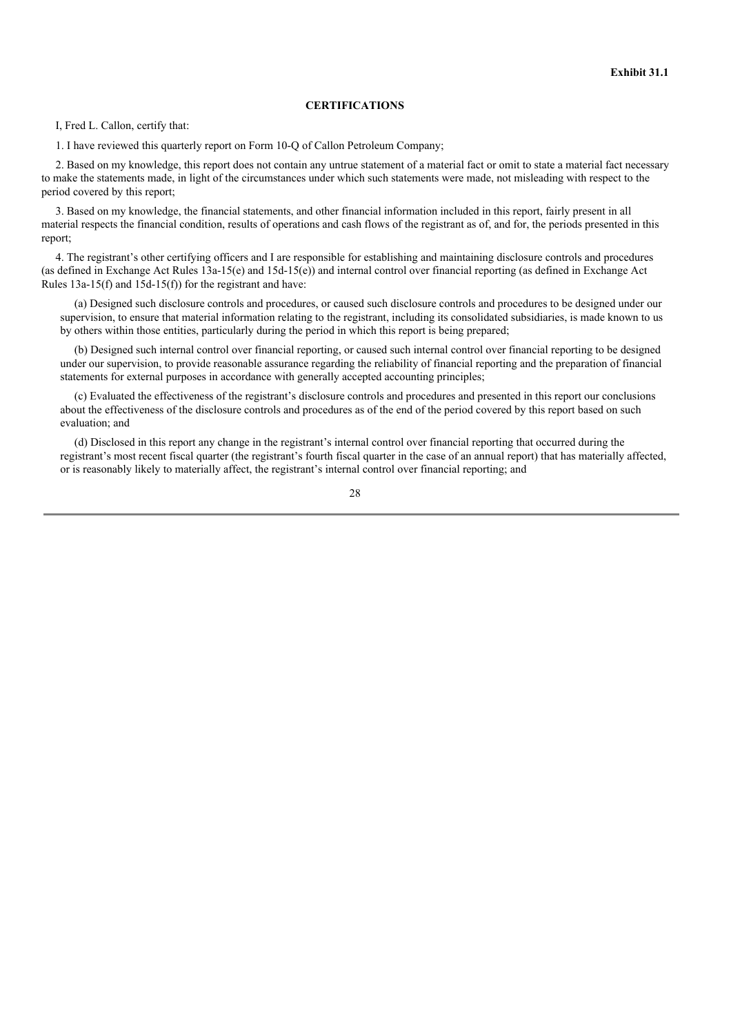**Exhibit 31.1**

**CERTIFICATIONS**

I, Fred L. Callon, certify that:

1. I have reviewed this quarterly report on Form 10-Q of Callon Petroleum Company;

2. Based on my knowledge, this report does not contain any untrue statement of a material fact or omit to state a material fact necessary to make the statements made, in light of the circumstances under which such statements were made, not misleading with respect to the period covered by this report;

3. Based on my knowledge, the financial statements, and other financial information included in this report, fairly present in all material respects the financial condition, results of operations and cash flows of the registrant as of, and for, the periods presented in this report;

4. The registrant's other certifying officers and I are responsible for establishing and maintaining disclosure controls and procedures (as defined in Exchange Act Rules 13a-15(e) and 15d-15(e)) and internal control over financial reporting (as defined in Exchange Act Rules 13a-15(f) and 15d-15(f)) for the registrant and have:

(a) Designed such disclosure controls and procedures, or caused such disclosure controls and procedures to be designed under our supervision, to ensure that material information relating to the registrant, including its consolidated subsidiaries, is made known to us by others within those entities, particularly during the period in which this report is being prepared;

(b) Designed such internal control over financial reporting, or caused such internal control over financial reporting to be designed under our supervision, to provide reasonable assurance regarding the reliability of financial reporting and the preparation of financial statements for external purposes in accordance with generally accepted accounting principles;

(c) Evaluated the effectiveness of the registrant's disclosure controls and procedures and presented in this report our conclusions about the effectiveness of the disclosure controls and procedures as of the end of the period covered by this report based on such evaluation; and

(d) Disclosed in this report any change in the registrant's internal control over financial reporting that occurred during the registrant's most recent fiscal quarter (the registrant's fourth fiscal quarter in the case of an annual report) that has materially affected, or is reasonably likely to materially affect, the registrant's internal control over financial reporting; and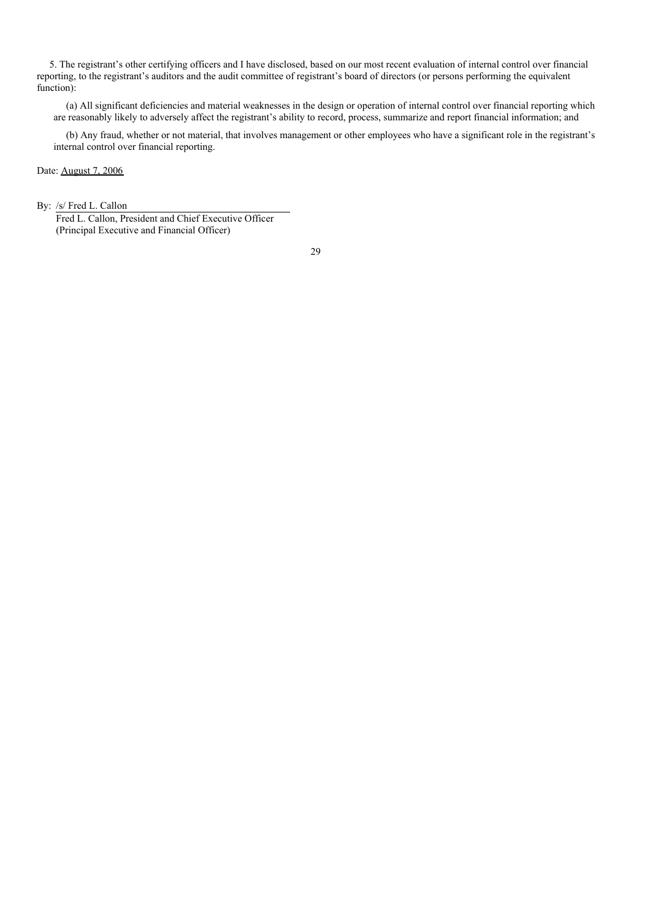5. The registrant's other certifying officers and I have disclosed, based on our most recent evaluation of internal control over financial reporting, to the registrant's auditors and the audit committee of registrant's board of directors (or persons performing the equivalent function):

(a) All significant deficiencies and material weaknesses in the design or operation of internal control over financial reporting which are reasonably likely to adversely affect the registrant's ability to record, process, summarize and report financial information; and

(b) Any fraud, whether or not material, that involves management or other employees who have a significant role in the registrant's internal control over financial reporting.

Date: August 7, 2006

By: /s/ Fred L. Callon

Fred L. Callon, President and Chief Executive Officer
(Principal Executive and Financial Officer)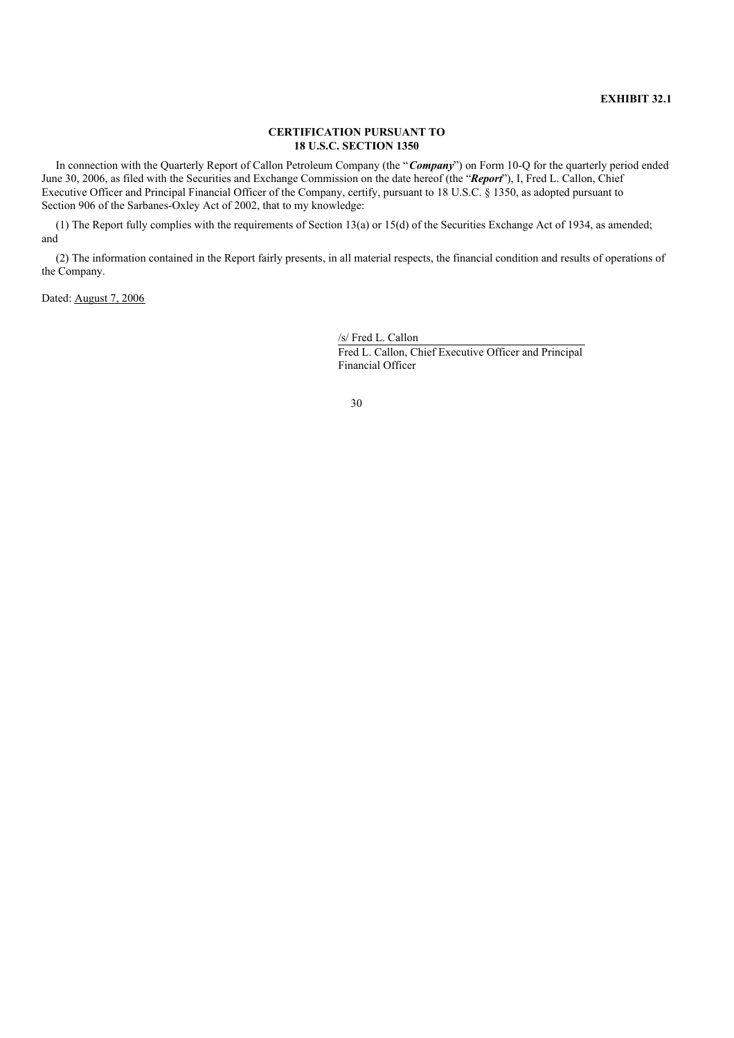**EXHIBIT 32.1**

**CERTIFICATION PURSUANT TO**
**18 U.S.C. SECTION 1350**

In connection with the Quarterly Report of Callon Petroleum Company (the "***Company***") on Form 10-Q for the quarterly period ended June 30, 2006, as filed with the Securities and Exchange Commission on the date hereof (the "***Report***"), I, Fred L. Callon, Chief Executive Officer and Principal Financial Officer of the Company, certify, pursuant to 18 U.S.C. § 1350, as adopted pursuant to Section 906 of the Sarbanes-Oxley Act of 2002, that to my knowledge:

(1) The Report fully complies with the requirements of Section 13(a) or 15(d) of the Securities Exchange Act of 1934, as amended; and

(2) The information contained in the Report fairly presents, in all material respects, the financial condition and results of operations of the Company.

Dated: August 7, 2006

/s/ Fred L. Callon

Fred L. Callon, Chief Executive Officer and Principal Financial Officer